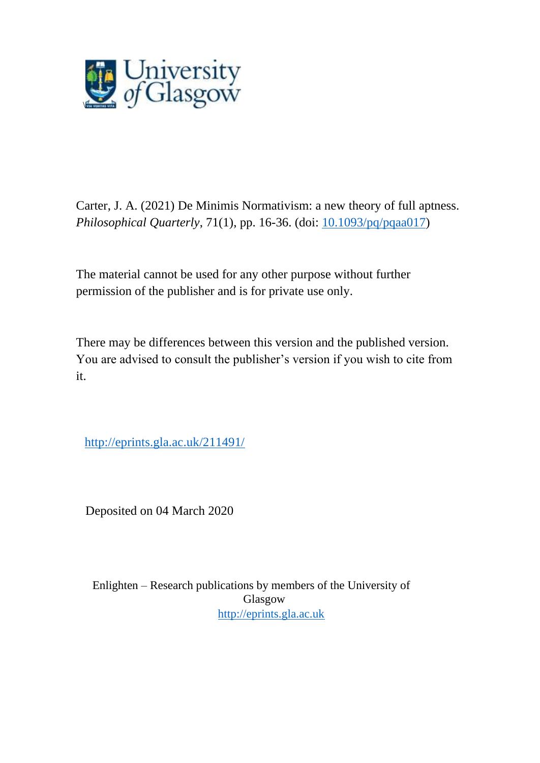Carter, J. A. (2021) De Minimis Normativism: a new theory of full aptness. *Philosophical Quarterly*, 71(1), pp. 16-36. (doi: [10.1093/pq/pqaa017](10.1093/pq/pqaa017))

The material cannot be used for any other purpose without further permission of the publisher and is for private use only.

There may be differences between this version and the published version. You are advised to consult the publisher's version if you wish to cite from it.

http://eprints.gla.ac.uk/211491/

Deposited on 04 March 2020

Enlighten – Research publications by members of the University of Glasgow
http://eprints.gla.ac.uk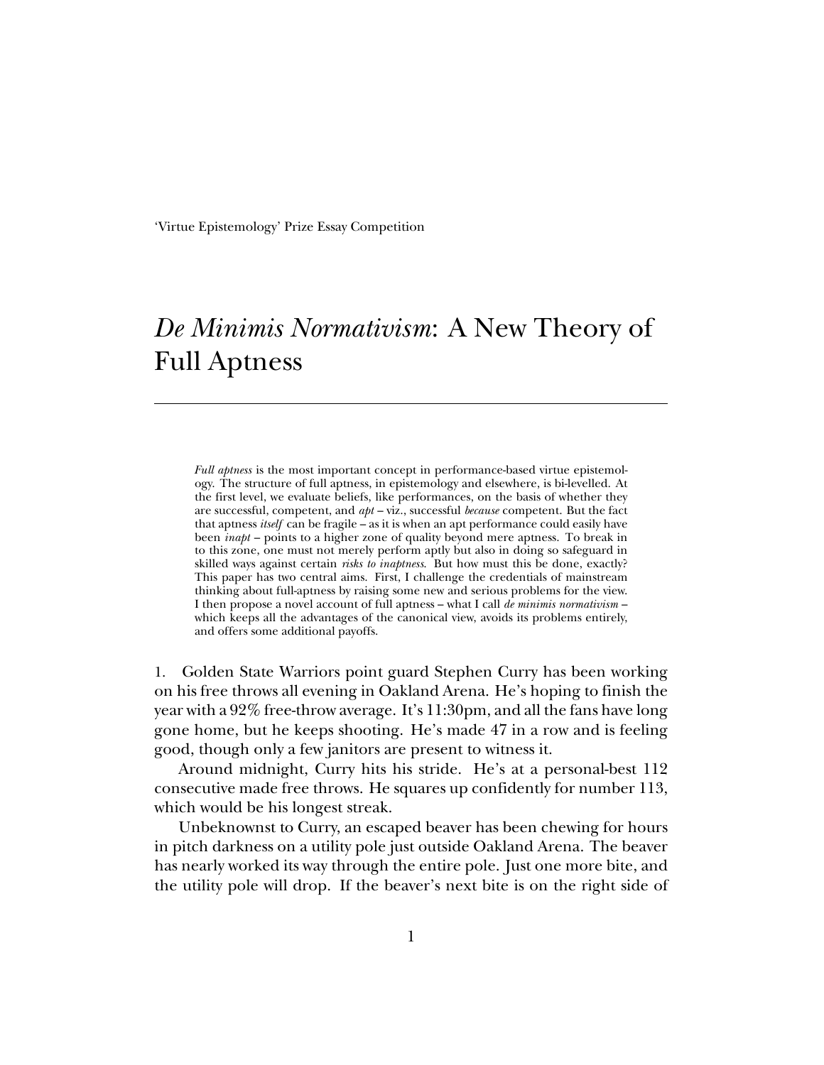'Virtue Epistemology' Prize Essay Competition

# *De Minimis Normativism*: A New Theory of Full Aptness

---

> *Full aptness* is the most important concept in performance-based virtue epistemology. The structure of full aptness, in epistemology and elsewhere, is bi-levelled. At the first level, we evaluate beliefs, like performances, on the basis of whether they are successful, competent, and *apt* – viz., successful *because* competent. But the fact that aptness *itself* can be fragile – as it is when an apt performance could easily have been *inapt* – points to a higher zone of quality beyond mere aptness. To break in to this zone, one must not merely perform aptly but also in doing so safeguard in skilled ways against certain *risks to inaptness*. But how must this be done, exactly? This paper has two central aims. First, I challenge the credentials of mainstream thinking about full-aptness by raising some new and serious problems for the view. I then propose a novel account of full aptness – what I call *de minimis normativism* – which keeps all the advantages of the canonical view, avoids its problems entirely, and offers some additional payoffs.

1. Golden State Warriors point guard Stephen Curry has been working on his free throws all evening in Oakland Arena. He's hoping to finish the year with a 92% free-throw average. It's 11:30pm, and all the fans have long gone home, but he keeps shooting. He's made 47 in a row and is feeling good, though only a few janitors are present to witness it.

Around midnight, Curry hits his stride. He's at a personal-best 112 consecutive made free throws. He squares up confidently for number 113, which would be his longest streak.

Unbeknownst to Curry, an escaped beaver has been chewing for hours in pitch darkness on a utility pole just outside Oakland Arena. The beaver has nearly worked its way through the entire pole. Just one more bite, and the utility pole will drop. If the beaver's next bite is on the right side of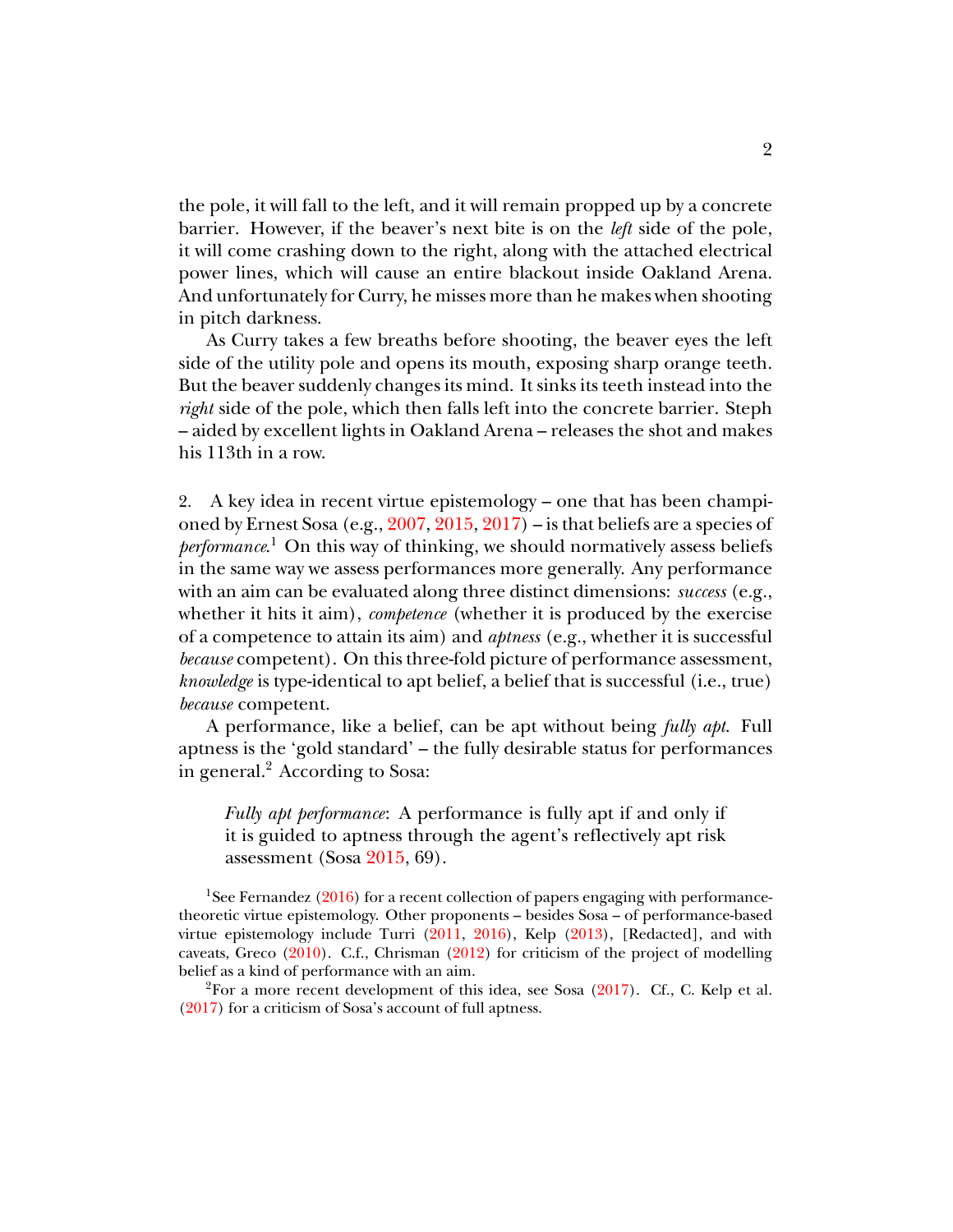the pole, it will fall to the left, and it will remain propped up by a concrete barrier. However, if the beaver's next bite is on the *left* side of the pole, it will come crashing down to the right, along with the attached electrical power lines, which will cause an entire blackout inside Oakland Arena. And unfortunately for Curry, he misses more than he makes when shooting in pitch darkness.

As Curry takes a few breaths before shooting, the beaver eyes the left side of the utility pole and opens its mouth, exposing sharp orange teeth. But the beaver suddenly changes its mind. It sinks its teeth instead into the *right* side of the pole, which then falls left into the concrete barrier. Steph – aided by excellent lights in Oakland Arena – releases the shot and makes his 113th in a row.

2. A key idea in recent virtue epistemology – one that has been championed by Ernest Sosa (e.g., 2007, 2015, 2017) – is that beliefs are a species of *performance*.[1] On this way of thinking, we should normatively assess beliefs in the same way we assess performances more generally. Any performance with an aim can be evaluated along three distinct dimensions: *success* (e.g., whether it hits it aim), *competence* (whether it is produced by the exercise of a competence to attain its aim) and *aptness* (e.g., whether it is successful *because* competent). On this three-fold picture of performance assessment, *knowledge* is type-identical to apt belief, a belief that is successful (i.e., true) *because* competent.

A performance, like a belief, can be apt without being *fully apt*. Full aptness is the 'gold standard' – the fully desirable status for performances in general.[2] According to Sosa:

> *Fully apt performance*: A performance is fully apt if and only if it is guided to aptness through the agent's reflectively apt risk assessment (Sosa 2015, 69).

[1] See Fernandez (2016) for a recent collection of papers engaging with performance-theoretic virtue epistemology. Other proponents – besides Sosa – of performance-based virtue epistemology include Turri (2011, 2016), Kelp (2013), [Redacted], and with caveats, Greco (2010). C.f., Chrisman (2012) for criticism of the project of modelling belief as a kind of performance with an aim.

[2] For a more recent development of this idea, see Sosa (2017). Cf., C. Kelp et al. (2017) for a criticism of Sosa's account of full aptness.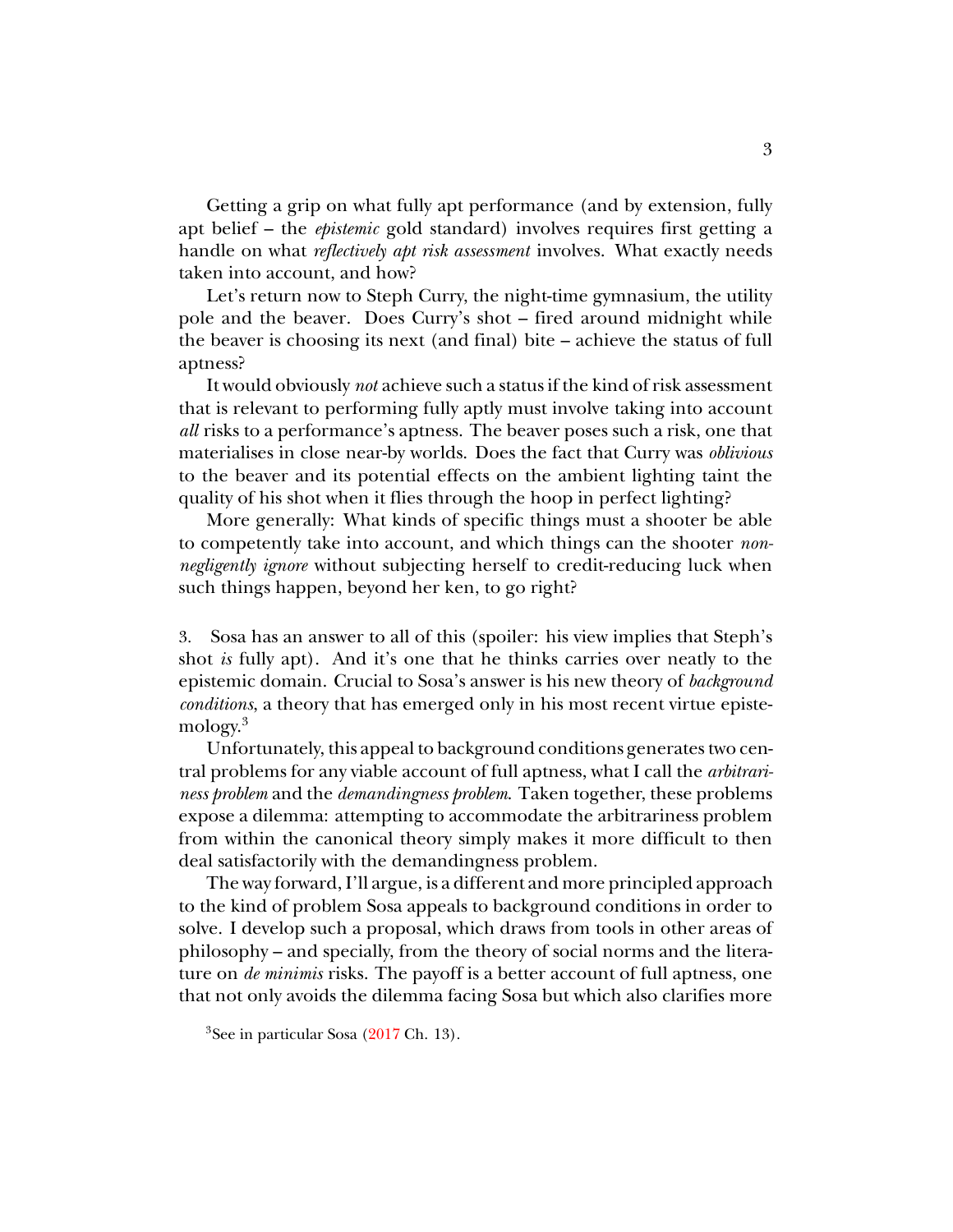Getting a grip on what fully apt performance (and by extension, fully apt belief – the *epistemic* gold standard) involves requires first getting a handle on what *reflectively apt risk assessment* involves. What exactly needs taken into account, and how?

Let's return now to Steph Curry, the night-time gymnasium, the utility pole and the beaver. Does Curry's shot – fired around midnight while the beaver is choosing its next (and final) bite – achieve the status of full aptness?

It would obviously *not* achieve such a status if the kind of risk assessment that is relevant to performing fully aptly must involve taking into account *all* risks to a performance's aptness. The beaver poses such a risk, one that materialises in close near-by worlds. Does the fact that Curry was *oblivious* to the beaver and its potential effects on the ambient lighting taint the quality of his shot when it flies through the hoop in perfect lighting?

More generally: What kinds of specific things must a shooter be able to competently take into account, and which things can the shooter *non-negligently ignore* without subjecting herself to credit-reducing luck when such things happen, beyond her ken, to go right?

3. Sosa has an answer to all of this (spoiler: his view implies that Steph's shot *is* fully apt). And it's one that he thinks carries over neatly to the epistemic domain. Crucial to Sosa's answer is his new theory of *background conditions*, a theory that has emerged only in his most recent virtue epistemology.[3]

Unfortunately, this appeal to background conditions generates two central problems for any viable account of full aptness, what I call the *arbitrariness problem* and the *demandingness problem*. Taken together, these problems expose a dilemma: attempting to accommodate the arbitrariness problem from within the canonical theory simply makes it more difficult to then deal satisfactorily with the demandingness problem.

The way forward, I'll argue, is a different and more principled approach to the kind of problem Sosa appeals to background conditions in order to solve. I develop such a proposal, which draws from tools in other areas of philosophy – and specially, from the theory of social norms and the literature on *de minimis* risks. The payoff is a better account of full aptness, one that not only avoids the dilemma facing Sosa but which also clarifies more

[3] See in particular Sosa (2017 Ch. 13).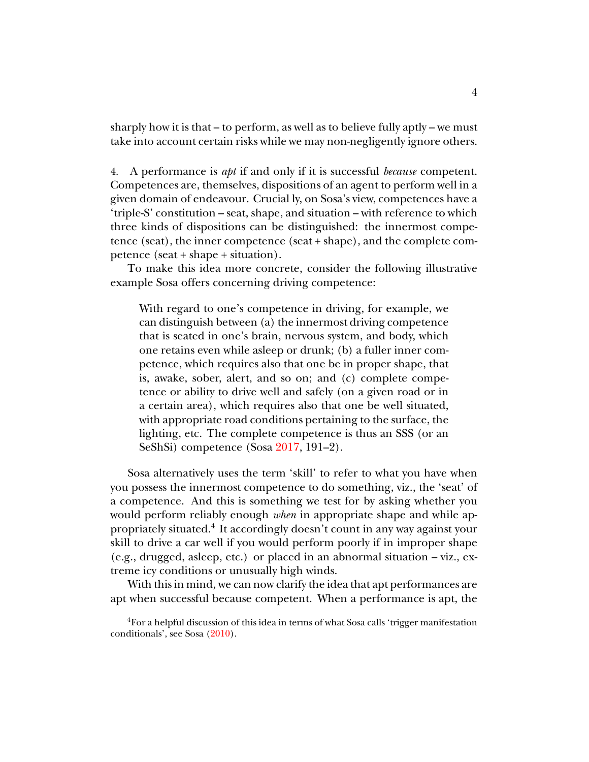sharply how it is that – to perform, as well as to believe fully aptly – we must take into account certain risks while we may non-negligently ignore others.

4. A performance is *apt* if and only if it is successful *because* competent. Competences are, themselves, dispositions of an agent to perform well in a given domain of endeavour. Crucial ly, on Sosa's view, competences have a 'triple-S' constitution – seat, shape, and situation – with reference to which three kinds of dispositions can be distinguished: the innermost competence (seat), the inner competence (seat + shape), and the complete competence (seat + shape + situation).

To make this idea more concrete, consider the following illustrative example Sosa offers concerning driving competence:

> With regard to one's competence in driving, for example, we can distinguish between (a) the innermost driving competence that is seated in one's brain, nervous system, and body, which one retains even while asleep or drunk; (b) a fuller inner competence, which requires also that one be in proper shape, that is, awake, sober, alert, and so on; and (c) complete competence or ability to drive well and safely (on a given road or in a certain area), which requires also that one be well situated, with appropriate road conditions pertaining to the surface, the lighting, etc. The complete competence is thus an SSS (or an SeShSi) competence (Sosa 2017, 191–2).

Sosa alternatively uses the term 'skill' to refer to what you have when you possess the innermost competence to do something, viz., the 'seat' of a competence. And this is something we test for by asking whether you would perform reliably enough *when* in appropriate shape and while appropriately situated.[4] It accordingly doesn't count in any way against your skill to drive a car well if you would perform poorly if in improper shape (e.g., drugged, asleep, etc.) or placed in an abnormal situation – viz., extreme icy conditions or unusually high winds.

With this in mind, we can now clarify the idea that apt performances are apt when successful because competent. When a performance is apt, the

[4]For a helpful discussion of this idea in terms of what Sosa calls 'trigger manifestation conditionals', see Sosa (2010).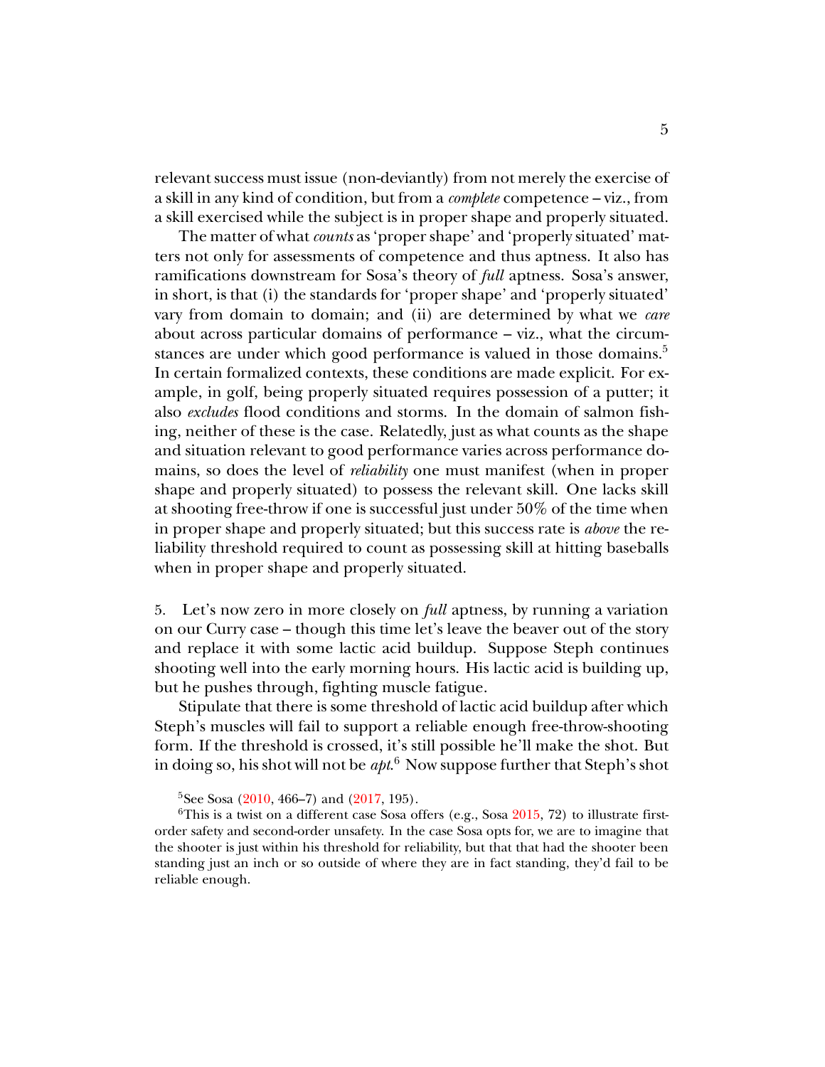relevant success must issue (non-deviantly) from not merely the exercise of a skill in any kind of condition, but from a *complete* competence – viz., from a skill exercised while the subject is in proper shape and properly situated.

The matter of what *counts* as 'proper shape' and 'properly situated' matters not only for assessments of competence and thus aptness. It also has ramifications downstream for Sosa's theory of *full* aptness. Sosa's answer, in short, is that (i) the standards for 'proper shape' and 'properly situated' vary from domain to domain; and (ii) are determined by what we *care* about across particular domains of performance – viz., what the circumstances are under which good performance is valued in those domains.[5] In certain formalized contexts, these conditions are made explicit. For example, in golf, being properly situated requires possession of a putter; it also *excludes* flood conditions and storms. In the domain of salmon fishing, neither of these is the case. Relatedly, just as what counts as the shape and situation relevant to good performance varies across performance domains, so does the level of *reliability* one must manifest (when in proper shape and properly situated) to possess the relevant skill. One lacks skill at shooting free-throw if one is successful just under 50% of the time when in proper shape and properly situated; but this success rate is *above* the reliability threshold required to count as possessing skill at hitting baseballs when in proper shape and properly situated.

5. Let's now zero in more closely on *full* aptness, by running a variation on our Curry case – though this time let's leave the beaver out of the story and replace it with some lactic acid buildup. Suppose Steph continues shooting well into the early morning hours. His lactic acid is building up, but he pushes through, fighting muscle fatigue.

Stipulate that there is some threshold of lactic acid buildup after which Steph's muscles will fail to support a reliable enough free-throw-shooting form. If the threshold is crossed, it's still possible he'll make the shot. But in doing so, his shot will not be *apt*.[6] Now suppose further that Steph's shot

[5] See Sosa (2010, 466–7) and (2017, 195).

[6] This is a twist on a different case Sosa offers (e.g., Sosa 2015, 72) to illustrate first-order safety and second-order unsafety. In the case Sosa opts for, we are to imagine that the shooter is just within his threshold for reliability, but that that had the shooter been standing just an inch or so outside of where they are in fact standing, they'd fail to be reliable enough.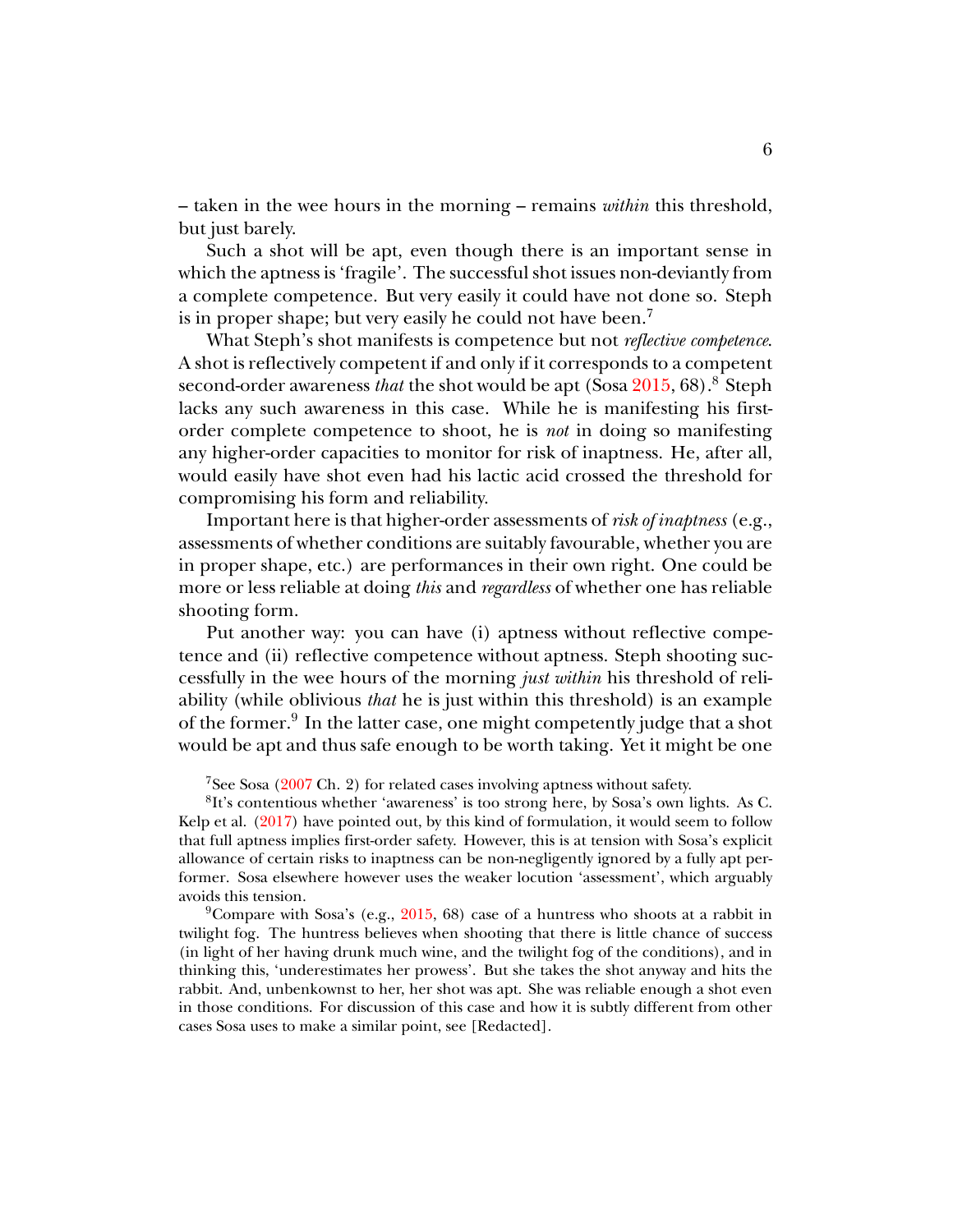– taken in the wee hours in the morning – remains *within* this threshold, but just barely.

Such a shot will be apt, even though there is an important sense in which the aptness is 'fragile'. The successful shot issues non-deviantly from a complete competence. But very easily it could have not done so. Steph is in proper shape; but very easily he could not have been.[7]

What Steph's shot manifests is competence but not *reflective competence*. A shot is reflectively competent if and only if it corresponds to a competent second-order awareness *that* the shot would be apt (Sosa 2015, 68).[8] Steph lacks any such awareness in this case. While he is manifesting his first-order complete competence to shoot, he is *not* in doing so manifesting any higher-order capacities to monitor for risk of inaptness. He, after all, would easily have shot even had his lactic acid crossed the threshold for compromising his form and reliability.

Important here is that higher-order assessments of *risk of inaptness* (e.g., assessments of whether conditions are suitably favourable, whether you are in proper shape, etc.) are performances in their own right. One could be more or less reliable at doing *this* and *regardless* of whether one has reliable shooting form.

Put another way: you can have (i) aptness without reflective competence and (ii) reflective competence without aptness. Steph shooting successfully in the wee hours of the morning *just within* his threshold of reliability (while oblivious *that* he is just within this threshold) is an example of the former.[9] In the latter case, one might competently judge that a shot would be apt and thus safe enough to be worth taking. Yet it might be one

[7] See Sosa (2007 Ch. 2) for related cases involving aptness without safety.

[8] It's contentious whether 'awareness' is too strong here, by Sosa's own lights. As C. Kelp et al. (2017) have pointed out, by this kind of formulation, it would seem to follow that full aptness implies first-order safety. However, this is at tension with Sosa's explicit allowance of certain risks to inaptness can be non-negligently ignored by a fully apt performer. Sosa elsewhere however uses the weaker locution 'assessment', which arguably avoids this tension.

[9] Compare with Sosa's (e.g., 2015, 68) case of a huntress who shoots at a rabbit in twilight fog. The huntress believes when shooting that there is little chance of success (in light of her having drunk much wine, and the twilight fog of the conditions), and in thinking this, 'underestimates her prowess'. But she takes the shot anyway and hits the rabbit. And, unbenkownst to her, her shot was apt. She was reliable enough a shot even in those conditions. For discussion of this case and how it is subtly different from other cases Sosa uses to make a similar point, see [Redacted].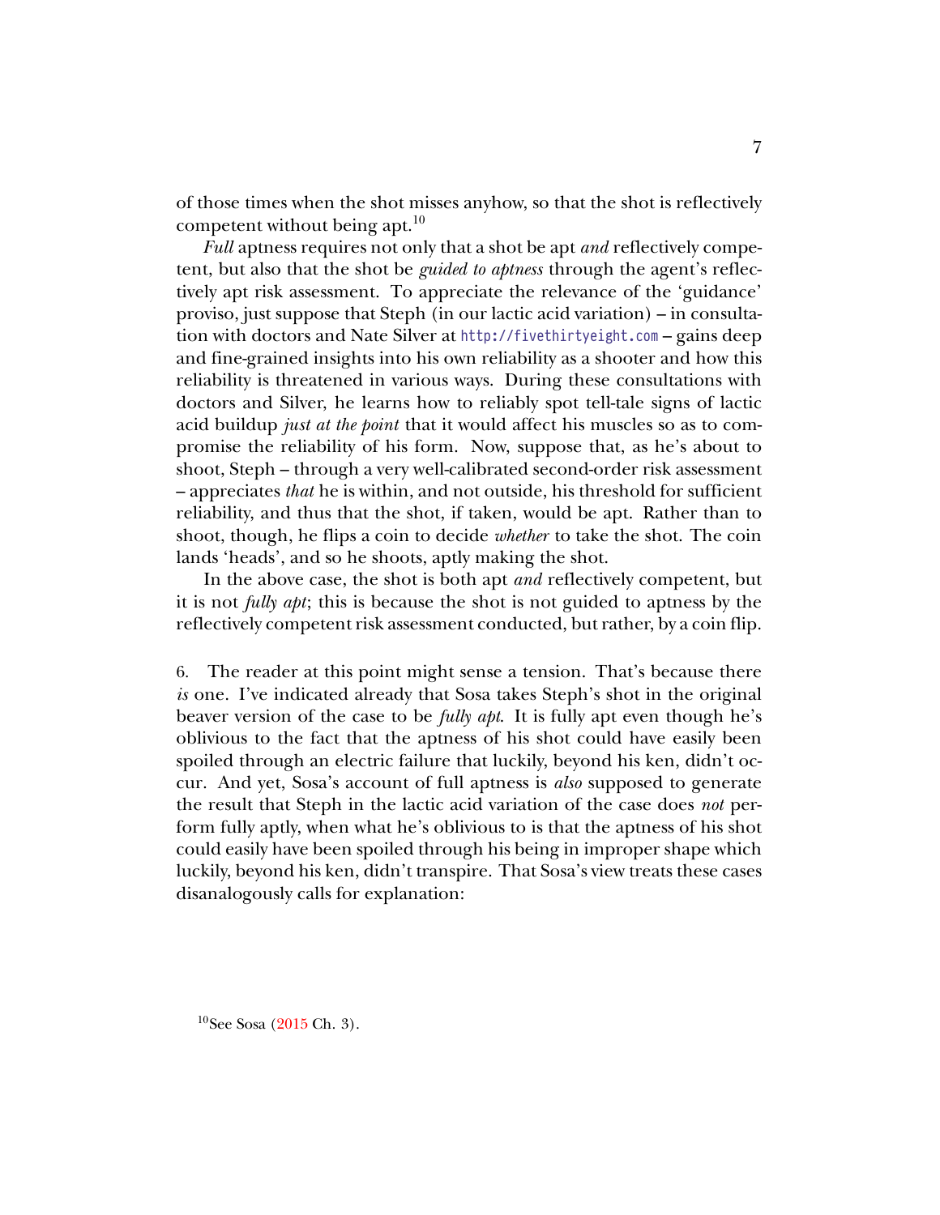of those times when the shot misses anyhow, so that the shot is reflectively competent without being apt.[10]

*Full* aptness requires not only that a shot be apt *and* reflectively competent, but also that the shot be *guided to aptness* through the agent's reflectively apt risk assessment. To appreciate the relevance of the 'guidance' proviso, just suppose that Steph (in our lactic acid variation) – in consultation with doctors and Nate Silver at http://fivethirtyeight.com – gains deep and fine-grained insights into his own reliability as a shooter and how this reliability is threatened in various ways. During these consultations with doctors and Silver, he learns how to reliably spot tell-tale signs of lactic acid buildup *just at the point* that it would affect his muscles so as to compromise the reliability of his form. Now, suppose that, as he's about to shoot, Steph – through a very well-calibrated second-order risk assessment – appreciates *that* he is within, and not outside, his threshold for sufficient reliability, and thus that the shot, if taken, would be apt. Rather than to shoot, though, he flips a coin to decide *whether* to take the shot. The coin lands 'heads', and so he shoots, aptly making the shot.

In the above case, the shot is both apt *and* reflectively competent, but it is not *fully apt*; this is because the shot is not guided to aptness by the reflectively competent risk assessment conducted, but rather, by a coin flip.

6. The reader at this point might sense a tension. That's because there *is* one. I've indicated already that Sosa takes Steph's shot in the original beaver version of the case to be *fully apt*. It is fully apt even though he's oblivious to the fact that the aptness of his shot could have easily been spoiled through an electric failure that luckily, beyond his ken, didn't occur. And yet, Sosa's account of full aptness is *also* supposed to generate the result that Steph in the lactic acid variation of the case does *not* perform fully aptly, when what he's oblivious to is that the aptness of his shot could easily have been spoiled through his being in improper shape which luckily, beyond his ken, didn't transpire. That Sosa's view treats these cases disanalogously calls for explanation:

[10] See Sosa (2015 Ch. 3).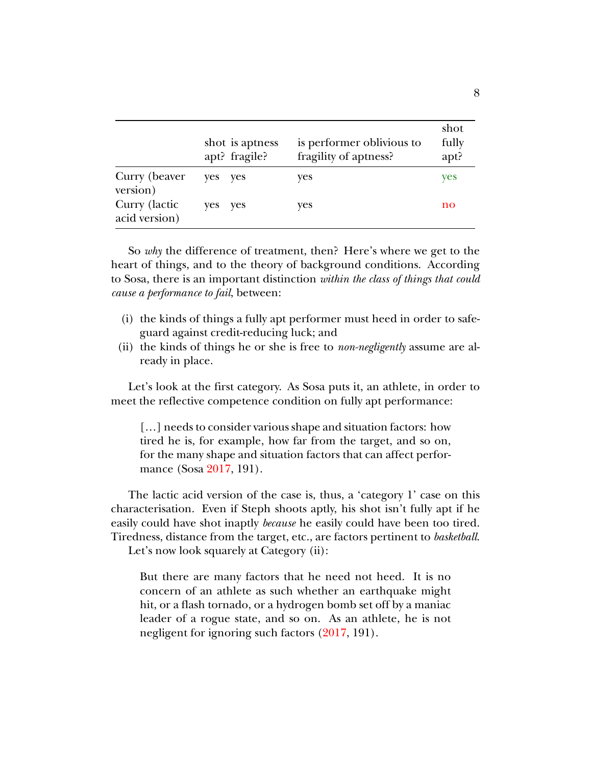| | shot apt? | is aptness fragile? | is performer oblivious to fragility of aptness? | shot fully apt? |
|---|---|---|---|---|
| Curry (beaver version) | yes | yes | yes | yes |
| Curry (lactic acid version) | yes | yes | yes | no |

So *why* the difference of treatment, then? Here's where we get to the heart of things, and to the theory of background conditions. According to Sosa, there is an important distinction *within the class of things that could cause a performance to fail*, between:

(i) the kinds of things a fully apt performer must heed in order to safeguard against credit-reducing luck; and
(ii) the kinds of things he or she is free to *non-negligently* assume are already in place.

Let's look at the first category. As Sosa puts it, an athlete, in order to meet the reflective competence condition on fully apt performance:

> [...] needs to consider various shape and situation factors: how tired he is, for example, how far from the target, and so on, for the many shape and situation factors that can affect performance (Sosa 2017, 191).

The lactic acid version of the case is, thus, a 'category 1' case on this characterisation. Even if Steph shoots aptly, his shot isn't fully apt if he easily could have shot inaptly *because* he easily could have been too tired. Tiredness, distance from the target, etc., are factors pertinent to *basketball*.

Let's now look squarely at Category (ii):

> But there are many factors that he need not heed. It is no concern of an athlete as such whether an earthquake might hit, or a flash tornado, or a hydrogen bomb set off by a maniac leader of a rogue state, and so on. As an athlete, he is not negligent for ignoring such factors (2017, 191).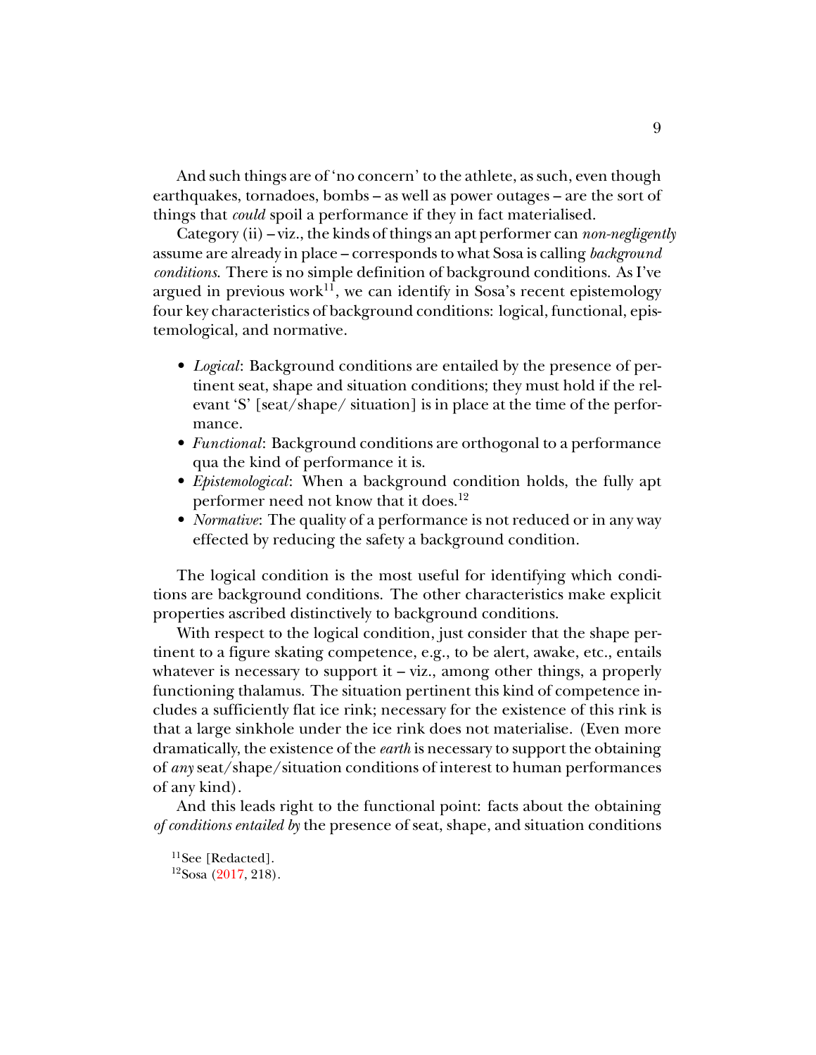And such things are of 'no concern' to the athlete, as such, even though earthquakes, tornadoes, bombs – as well as power outages – are the sort of things that *could* spoil a performance if they in fact materialised.

Category (ii) – viz., the kinds of things an apt performer can *non-negligently* assume are already in place – corresponds to what Sosa is calling *background conditions*. There is no simple definition of background conditions. As I've argued in previous work[11], we can identify in Sosa's recent epistemology four key characteristics of background conditions: logical, functional, epistemological, and normative.

- *Logical*: Background conditions are entailed by the presence of pertinent seat, shape and situation conditions; they must hold if the relevant 'S' [seat/shape/ situation] is in place at the time of the performance.
- *Functional*: Background conditions are orthogonal to a performance qua the kind of performance it is.
- *Epistemological*: When a background condition holds, the fully apt performer need not know that it does.[12]
- *Normative*: The quality of a performance is not reduced or in any way effected by reducing the safety a background condition.

The logical condition is the most useful for identifying which conditions are background conditions. The other characteristics make explicit properties ascribed distinctively to background conditions.

With respect to the logical condition, just consider that the shape pertinent to a figure skating competence, e.g., to be alert, awake, etc., entails whatever is necessary to support it – viz., among other things, a properly functioning thalamus. The situation pertinent this kind of competence includes a sufficiently flat ice rink; necessary for the existence of this rink is that a large sinkhole under the ice rink does not materialise. (Even more dramatically, the existence of the *earth* is necessary to support the obtaining of *any* seat/shape/situation conditions of interest to human performances of any kind).

And this leads right to the functional point: facts about the obtaining *of conditions entailed by* the presence of seat, shape, and situation conditions

[11] See [Redacted].

[12] Sosa (2017, 218).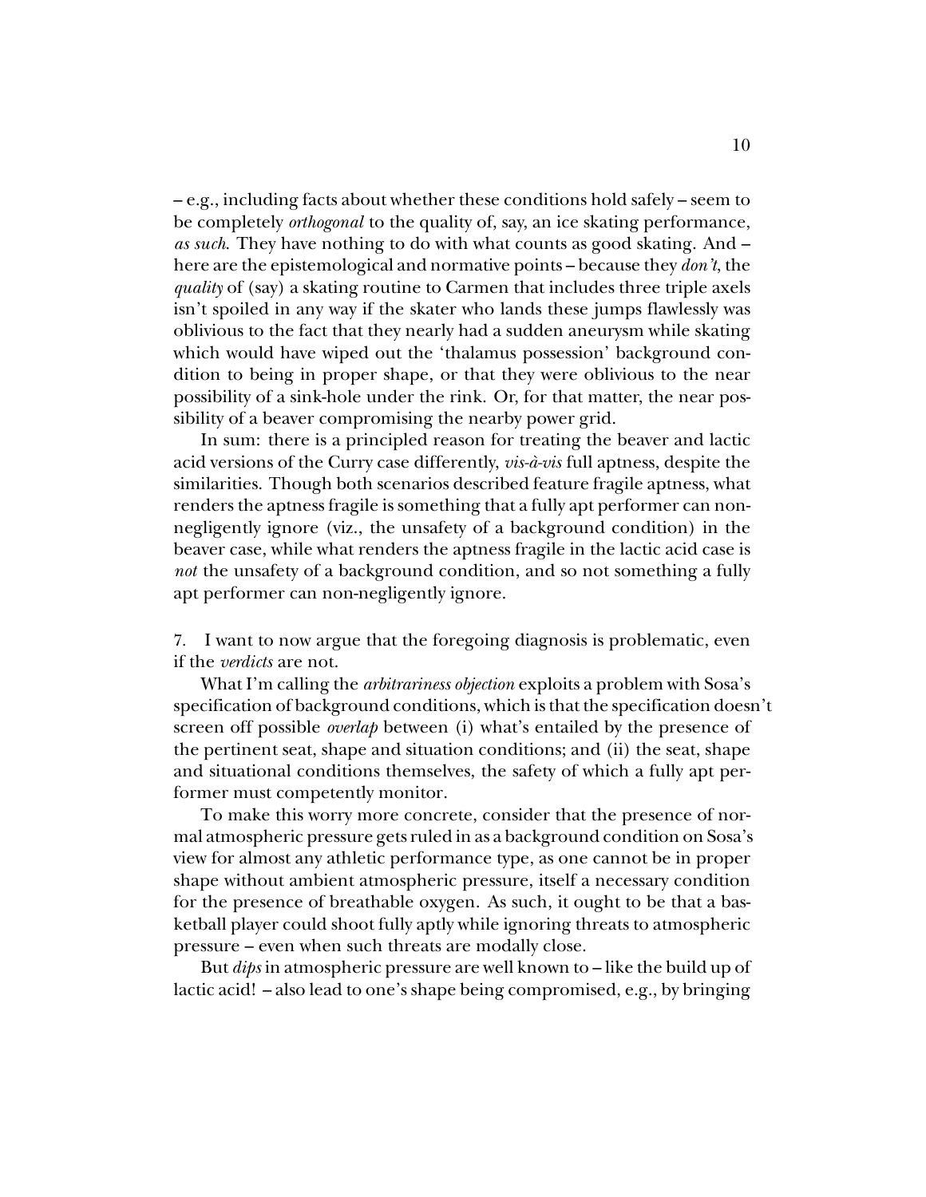– e.g., including facts about whether these conditions hold safely – seem to be completely *orthogonal* to the quality of, say, an ice skating performance, *as such*. They have nothing to do with what counts as good skating. And – here are the epistemological and normative points – because they *don't*, the *quality* of (say) a skating routine to Carmen that includes three triple axels isn't spoiled in any way if the skater who lands these jumps flawlessly was oblivious to the fact that they nearly had a sudden aneurysm while skating which would have wiped out the 'thalamus possession' background condition to being in proper shape, or that they were oblivious to the near possibility of a sink-hole under the rink. Or, for that matter, the near possibility of a beaver compromising the nearby power grid.

In sum: there is a principled reason for treating the beaver and lactic acid versions of the Curry case differently, *vis-à-vis* full aptness, despite the similarities. Though both scenarios described feature fragile aptness, what renders the aptness fragile is something that a fully apt performer can non-negligently ignore (viz., the unsafety of a background condition) in the beaver case, while what renders the aptness fragile in the lactic acid case is *not* the unsafety of a background condition, and so not something a fully apt performer can non-negligently ignore.

7. I want to now argue that the foregoing diagnosis is problematic, even if the *verdicts* are not.

What I'm calling the *arbitrariness objection* exploits a problem with Sosa's specification of background conditions, which is that the specification doesn't screen off possible *overlap* between (i) what's entailed by the presence of the pertinent seat, shape and situation conditions; and (ii) the seat, shape and situational conditions themselves, the safety of which a fully apt performer must competently monitor.

To make this worry more concrete, consider that the presence of normal atmospheric pressure gets ruled in as a background condition on Sosa's view for almost any athletic performance type, as one cannot be in proper shape without ambient atmospheric pressure, itself a necessary condition for the presence of breathable oxygen. As such, it ought to be that a basketball player could shoot fully aptly while ignoring threats to atmospheric pressure – even when such threats are modally close.

But *dips* in atmospheric pressure are well known to – like the build up of lactic acid! – also lead to one's shape being compromised, e.g., by bringing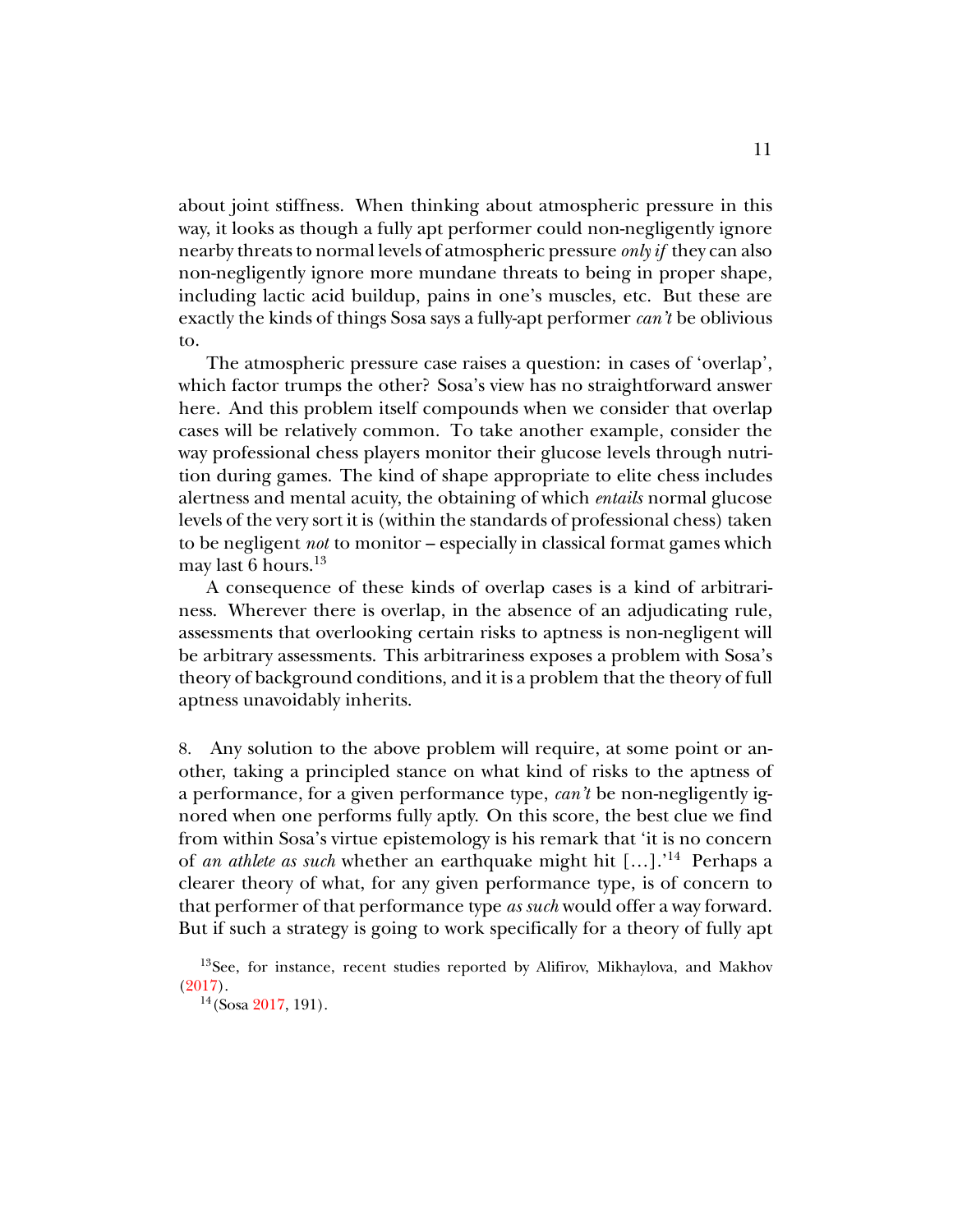about joint stiffness. When thinking about atmospheric pressure in this way, it looks as though a fully apt performer could non-negligently ignore nearby threats to normal levels of atmospheric pressure *only if* they can also non-negligently ignore more mundane threats to being in proper shape, including lactic acid buildup, pains in one's muscles, etc. But these are exactly the kinds of things Sosa says a fully-apt performer *can't* be oblivious to.

The atmospheric pressure case raises a question: in cases of 'overlap', which factor trumps the other? Sosa's view has no straightforward answer here. And this problem itself compounds when we consider that overlap cases will be relatively common. To take another example, consider the way professional chess players monitor their glucose levels through nutrition during games. The kind of shape appropriate to elite chess includes alertness and mental acuity, the obtaining of which *entails* normal glucose levels of the very sort it is (within the standards of professional chess) taken to be negligent *not* to monitor – especially in classical format games which may last 6 hours.[13]

A consequence of these kinds of overlap cases is a kind of arbitrariness. Wherever there is overlap, in the absence of an adjudicating rule, assessments that overlooking certain risks to aptness is non-negligent will be arbitrary assessments. This arbitrariness exposes a problem with Sosa's theory of background conditions, and it is a problem that the theory of full aptness unavoidably inherits.

8. Any solution to the above problem will require, at some point or another, taking a principled stance on what kind of risks to the aptness of a performance, for a given performance type, *can't* be non-negligently ignored when one performs fully aptly. On this score, the best clue we find from within Sosa's virtue epistemology is his remark that 'it is no concern of *an athlete as such* whether an earthquake might hit [...].'[14] Perhaps a clearer theory of what, for any given performance type, is of concern to that performer of that performance type *as such* would offer a way forward. But if such a strategy is going to work specifically for a theory of fully apt

[13] See, for instance, recent studies reported by Alifirov, Mikhaylova, and Makhov (2017).

[14] (Sosa 2017, 191).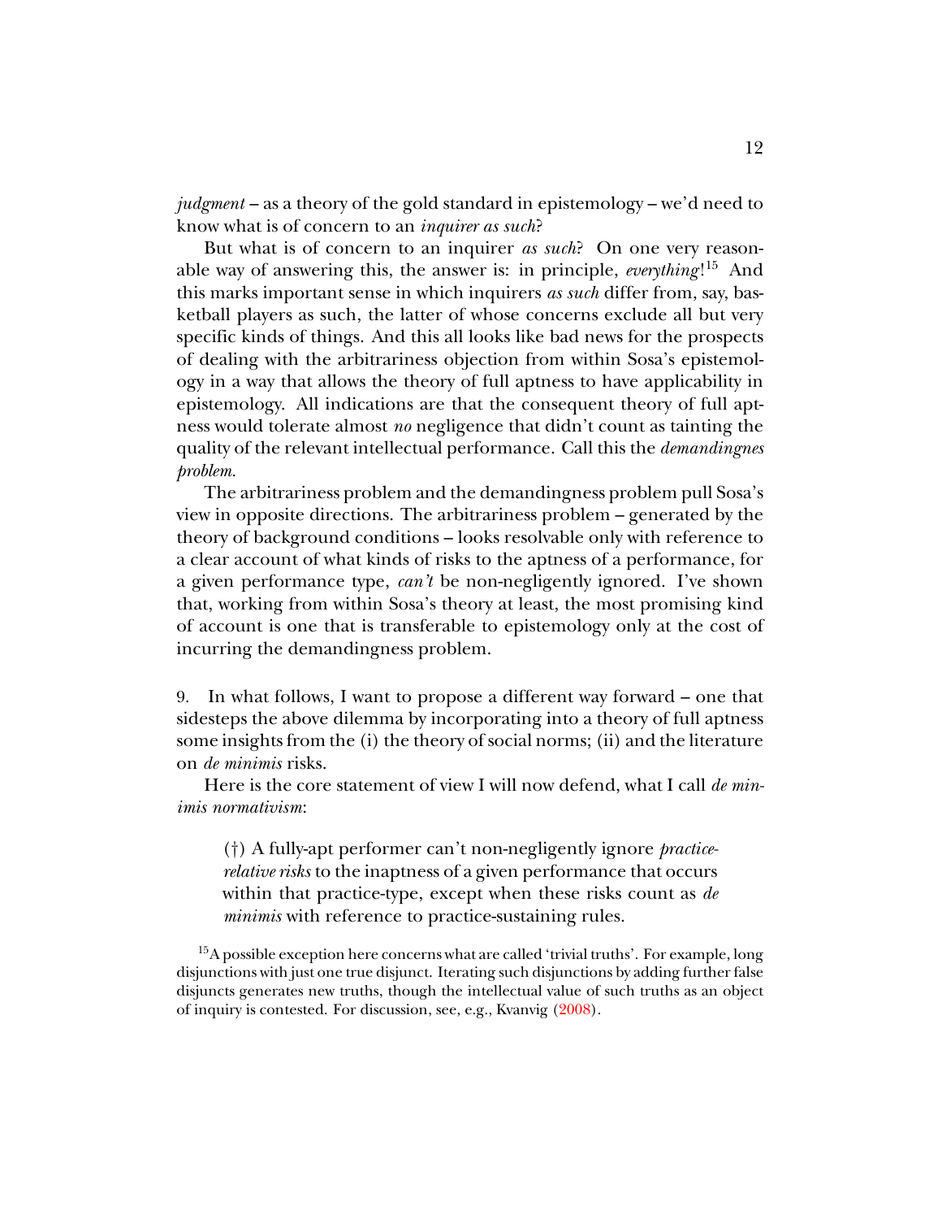*judgment* – as a theory of the gold standard in epistemology – we'd need to know what is of concern to an *inquirer as such*?

But what is of concern to an inquirer *as such*? On one very reasonable way of answering this, the answer is: in principle, *everything*![15] And this marks important sense in which inquirers *as such* differ from, say, basketball players as such, the latter of whose concerns exclude all but very specific kinds of things. And this all looks like bad news for the prospects of dealing with the arbitrariness objection from within Sosa's epistemology in a way that allows the theory of full aptness to have applicability in epistemology. All indications are that the consequent theory of full aptness would tolerate almost *no* negligence that didn't count as tainting the quality of the relevant intellectual performance. Call this the *demandingnes problem*.

The arbitrariness problem and the demandingness problem pull Sosa's view in opposite directions. The arbitrariness problem – generated by the theory of background conditions – looks resolvable only with reference to a clear account of what kinds of risks to the aptness of a performance, for a given performance type, *can't* be non-negligently ignored. I've shown that, working from within Sosa's theory at least, the most promising kind of account is one that is transferable to epistemology only at the cost of incurring the demandingness problem.

9. In what follows, I want to propose a different way forward – one that sidesteps the above dilemma by incorporating into a theory of full aptness some insights from the (i) the theory of social norms; (ii) and the literature on *de minimis* risks.

Here is the core statement of view I will now defend, what I call *de minimis normativism*:

> (†) A fully-apt performer can't non-negligently ignore *practice-relative risks* to the inaptness of a given performance that occurs within that practice-type, except when these risks count as *de minimis* with reference to practice-sustaining rules.

[15]A possible exception here concerns what are called 'trivial truths'. For example, long disjunctions with just one true disjunct. Iterating such disjunctions by adding further false disjuncts generates new truths, though the intellectual value of such truths as an object of inquiry is contested. For discussion, see, e.g., Kvanvig (2008).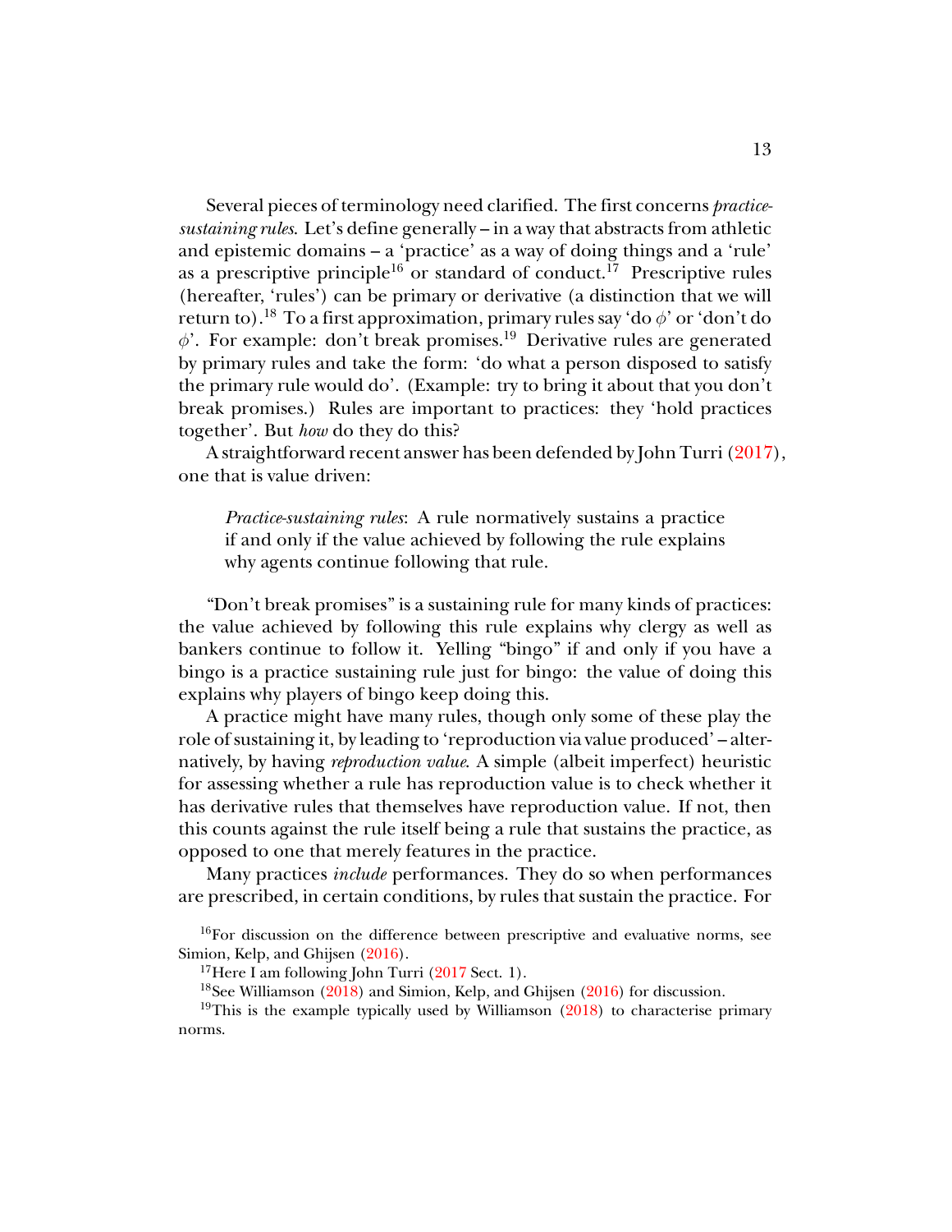Several pieces of terminology need clarified. The first concerns *practice-sustaining rules*. Let's define generally – in a way that abstracts from athletic and epistemic domains – a 'practice' as a way of doing things and a 'rule' as a prescriptive principle[16] or standard of conduct.[17] Prescriptive rules (hereafter, 'rules') can be primary or derivative (a distinction that we will return to).[18] To a first approximation, primary rules say 'do $\phi$' or 'don't do $\phi$'. For example: don't break promises.[19] Derivative rules are generated by primary rules and take the form: 'do what a person disposed to satisfy the primary rule would do'. (Example: try to bring it about that you don't break promises.) Rules are important to practices: they 'hold practices together'. But *how* do they do this?

A straightforward recent answer has been defended by John Turri (2017), one that is value driven:

> *Practice-sustaining rules*: A rule normatively sustains a practice if and only if the value achieved by following the rule explains why agents continue following that rule.

"Don't break promises" is a sustaining rule for many kinds of practices: the value achieved by following this rule explains why clergy as well as bankers continue to follow it. Yelling "bingo" if and only if you have a bingo is a practice sustaining rule just for bingo: the value of doing this explains why players of bingo keep doing this.

A practice might have many rules, though only some of these play the role of sustaining it, by leading to 'reproduction via value produced' – alternatively, by having *reproduction value*. A simple (albeit imperfect) heuristic for assessing whether a rule has reproduction value is to check whether it has derivative rules that themselves have reproduction value. If not, then this counts against the rule itself being a rule that sustains the practice, as opposed to one that merely features in the practice.

Many practices *include* performances. They do so when performances are prescribed, in certain conditions, by rules that sustain the practice. For

[16] For discussion on the difference between prescriptive and evaluative norms, see Simion, Kelp, and Ghijsen (2016).

[17] Here I am following John Turri (2017 Sect. 1).

[18] See Williamson (2018) and Simion, Kelp, and Ghijsen (2016) for discussion.

[19] This is the example typically used by Williamson (2018) to characterise primary norms.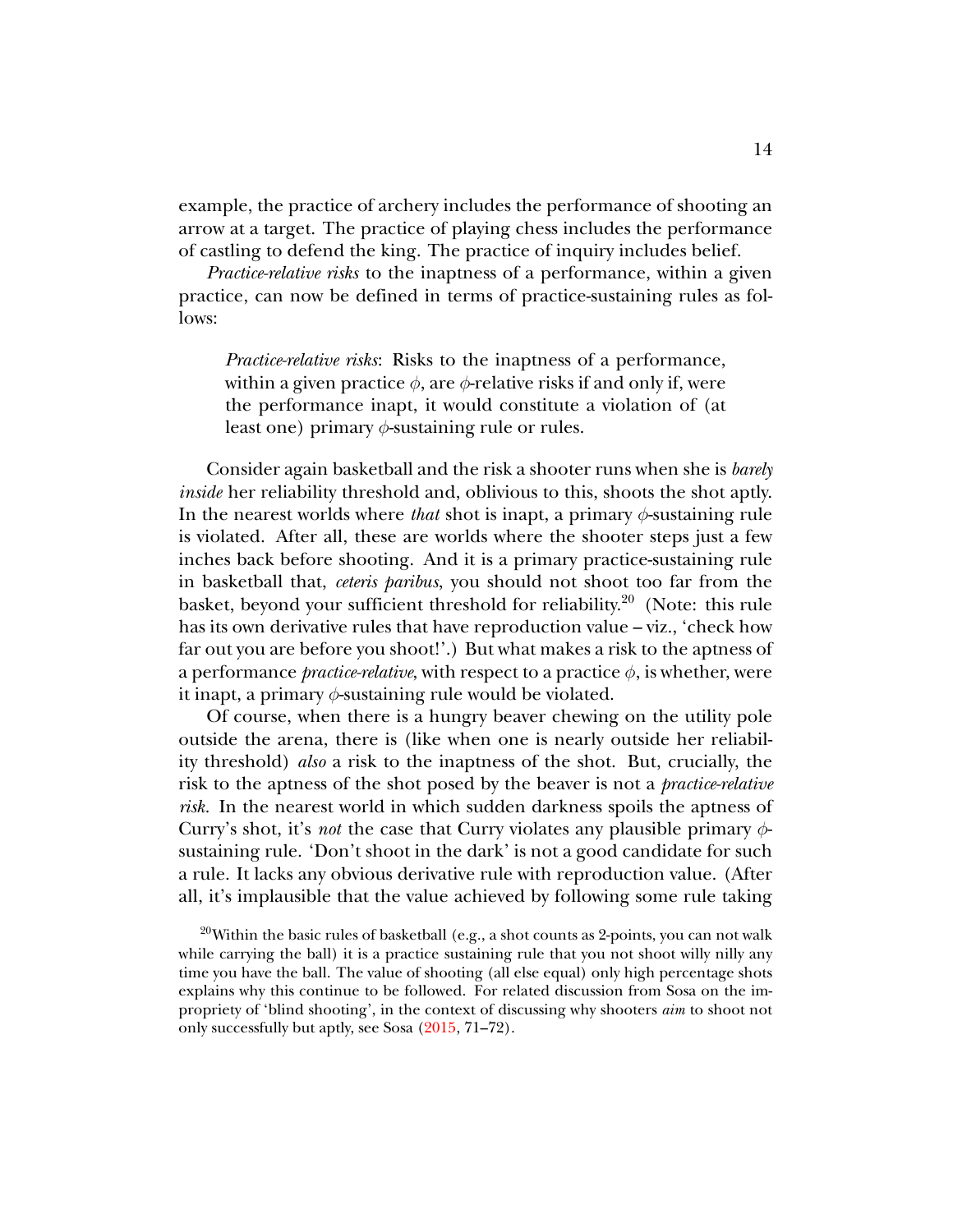example, the practice of archery includes the performance of shooting an arrow at a target. The practice of playing chess includes the performance of castling to defend the king. The practice of inquiry includes belief.

*Practice-relative risks* to the inaptness of a performance, within a given practice, can now be defined in terms of practice-sustaining rules as follows:

> *Practice-relative risks*: Risks to the inaptness of a performance, within a given practice $\phi$, are $\phi$-relative risks if and only if, were the performance inapt, it would constitute a violation of (at least one) primary $\phi$-sustaining rule or rules.

Consider again basketball and the risk a shooter runs when she is *barely inside* her reliability threshold and, oblivious to this, shoots the shot aptly. In the nearest worlds where *that* shot is inapt, a primary $\phi$-sustaining rule is violated. After all, these are worlds where the shooter steps just a few inches back before shooting. And it is a primary practice-sustaining rule in basketball that, *ceteris paribus*, you should not shoot too far from the basket, beyond your sufficient threshold for reliability.[20] (Note: this rule has its own derivative rules that have reproduction value – viz., 'check how far out you are before you shoot!'.) But what makes a risk to the aptness of a performance *practice-relative*, with respect to a practice $\phi$, is whether, were it inapt, a primary $\phi$-sustaining rule would be violated.

Of course, when there is a hungry beaver chewing on the utility pole outside the arena, there is (like when one is nearly outside her reliability threshold) *also* a risk to the inaptness of the shot. But, crucially, the risk to the aptness of the shot posed by the beaver is not a *practice-relative risk*. In the nearest world in which sudden darkness spoils the aptness of Curry's shot, it's *not* the case that Curry violates any plausible primary $\phi$-sustaining rule. 'Don't shoot in the dark' is not a good candidate for such a rule. It lacks any obvious derivative rule with reproduction value. (After all, it's implausible that the value achieved by following some rule taking

[20] Within the basic rules of basketball (e.g., a shot counts as 2-points, you can not walk while carrying the ball) it is a practice sustaining rule that you not shoot willy nilly any time you have the ball. The value of shooting (all else equal) only high percentage shots explains why this continue to be followed. For related discussion from Sosa on the impropriety of 'blind shooting', in the context of discussing why shooters *aim* to shoot not only successfully but aptly, see Sosa (2015, 71–72).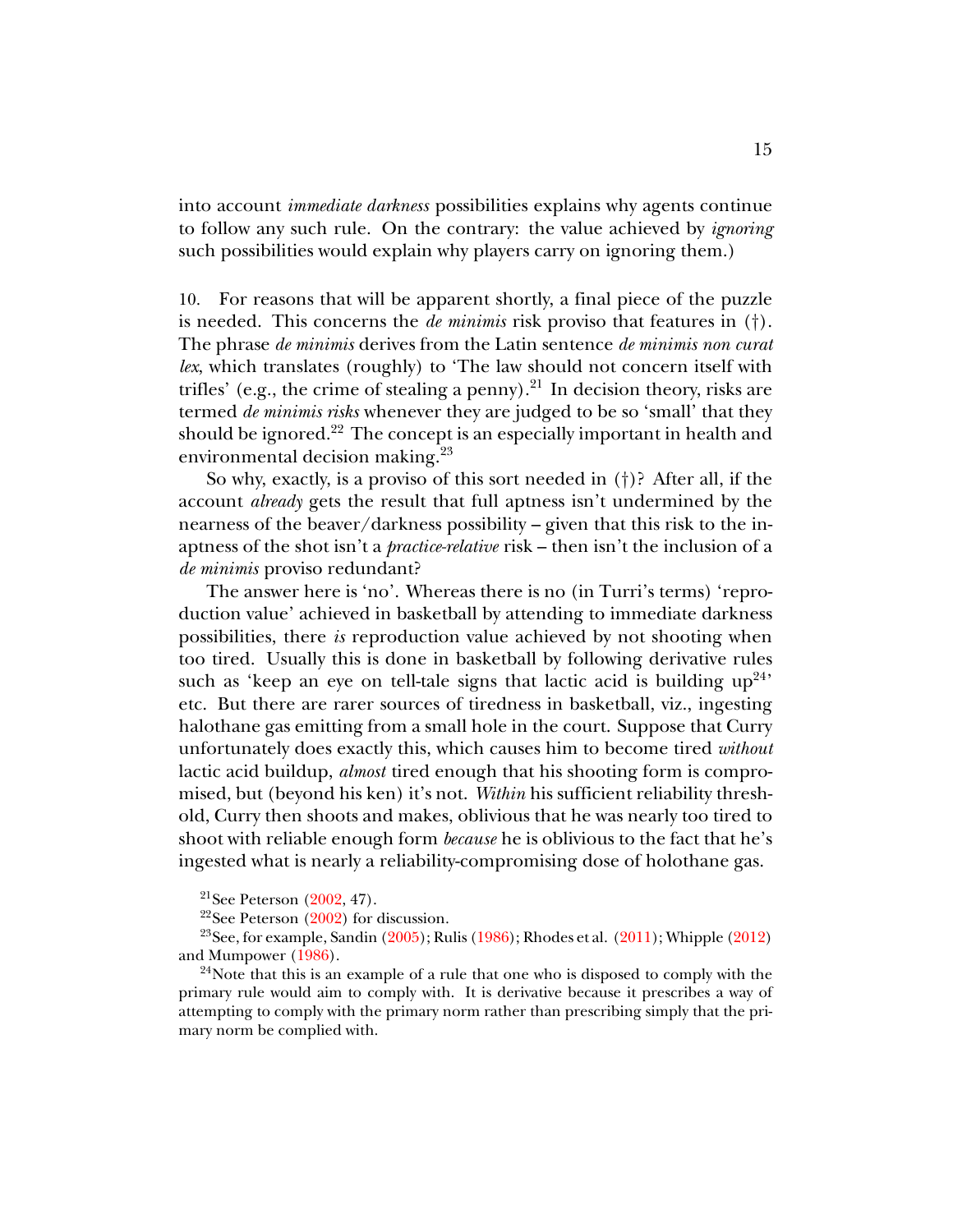into account *immediate darkness* possibilities explains why agents continue to follow any such rule. On the contrary: the value achieved by *ignoring* such possibilities would explain why players carry on ignoring them.)

10. For reasons that will be apparent shortly, a final piece of the puzzle is needed. This concerns the *de minimis* risk proviso that features in (†). The phrase *de minimis* derives from the Latin sentence *de minimis non curat lex*, which translates (roughly) to 'The law should not concern itself with trifles' (e.g., the crime of stealing a penny).[21] In decision theory, risks are termed *de minimis risks* whenever they are judged to be so 'small' that they should be ignored.[22] The concept is an especially important in health and environmental decision making.[23]

So why, exactly, is a proviso of this sort needed in (†)? After all, if the account *already* gets the result that full aptness isn't undermined by the nearness of the beaver/darkness possibility – given that this risk to the inaptness of the shot isn't a *practice-relative* risk – then isn't the inclusion of a *de minimis* proviso redundant?

The answer here is 'no'. Whereas there is no (in Turri's terms) 'reproduction value' achieved in basketball by attending to immediate darkness possibilities, there *is* reproduction value achieved by not shooting when too tired. Usually this is done in basketball by following derivative rules such as 'keep an eye on tell-tale signs that lactic acid is building up[24]' etc. But there are rarer sources of tiredness in basketball, viz., ingesting halothane gas emitting from a small hole in the court. Suppose that Curry unfortunately does exactly this, which causes him to become tired *without* lactic acid buildup, *almost* tired enough that his shooting form is compromised, but (beyond his ken) it's not. *Within* his sufficient reliability threshold, Curry then shoots and makes, oblivious that he was nearly too tired to shoot with reliable enough form *because* he is oblivious to the fact that he's ingested what is nearly a reliability-compromising dose of holothane gas.

[21] See Peterson (2002, 47).

[22] See Peterson (2002) for discussion.

[23] See, for example, Sandin (2005); Rulis (1986); Rhodes et al. (2011); Whipple (2012) and Mumpower (1986).

[24] Note that this is an example of a rule that one who is disposed to comply with the primary rule would aim to comply with. It is derivative because it prescribes a way of attempting to comply with the primary norm rather than prescribing simply that the primary norm be complied with.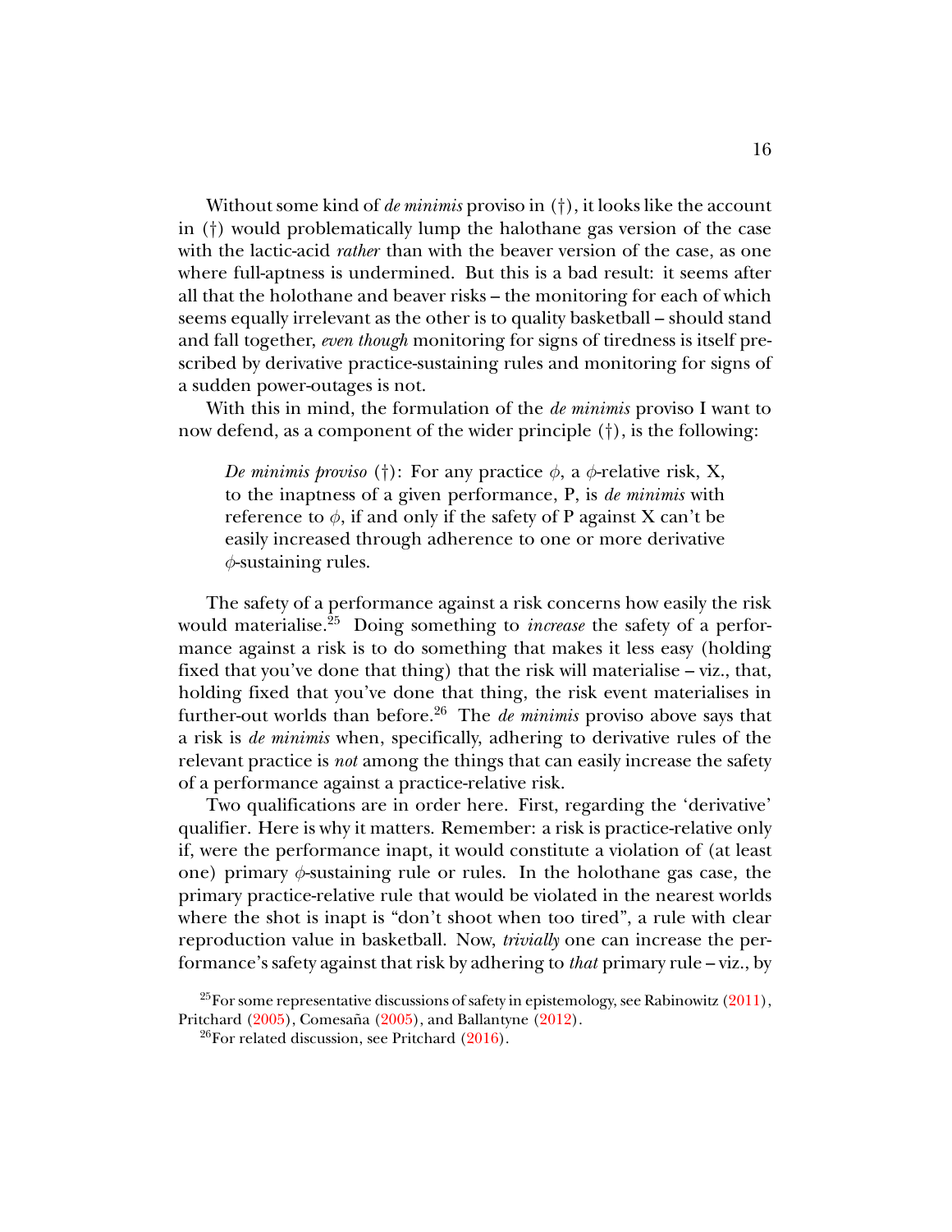Without some kind of *de minimis* proviso in (†), it looks like the account in (†) would problematically lump the halothane gas version of the case with the lactic-acid *rather* than with the beaver version of the case, as one where full-aptness is undermined. But this is a bad result: it seems after all that the holothane and beaver risks – the monitoring for each of which seems equally irrelevant as the other is to quality basketball – should stand and fall together, *even though* monitoring for signs of tiredness is itself prescribed by derivative practice-sustaining rules and monitoring for signs of a sudden power-outages is not.

With this in mind, the formulation of the *de minimis* proviso I want to now defend, as a component of the wider principle (†), is the following:

> *De minimis proviso* (†): For any practice $\phi$, a $\phi$-relative risk, X, to the inaptness of a given performance, P, is *de minimis* with reference to $\phi$, if and only if the safety of P against X can't be easily increased through adherence to one or more derivative $\phi$-sustaining rules.

The safety of a performance against a risk concerns how easily the risk would materialise.[25] Doing something to *increase* the safety of a performance against a risk is to do something that makes it less easy (holding fixed that you've done that thing) that the risk will materialise – viz., that, holding fixed that you've done that thing, the risk event materialises in further-out worlds than before.[26] The *de minimis* proviso above says that a risk is *de minimis* when, specifically, adhering to derivative rules of the relevant practice is *not* among the things that can easily increase the safety of a performance against a practice-relative risk.

Two qualifications are in order here. First, regarding the 'derivative' qualifier. Here is why it matters. Remember: a risk is practice-relative only if, were the performance inapt, it would constitute a violation of (at least one) primary $\phi$-sustaining rule or rules. In the holothane gas case, the primary practice-relative rule that would be violated in the nearest worlds where the shot is inapt is "don't shoot when too tired", a rule with clear reproduction value in basketball. Now, *trivially* one can increase the performance's safety against that risk by adhering to *that* primary rule – viz., by

[25] For some representative discussions of safety in epistemology, see Rabinowitz (2011), Pritchard (2005), Comesaña (2005), and Ballantyne (2012).

[26] For related discussion, see Pritchard (2016).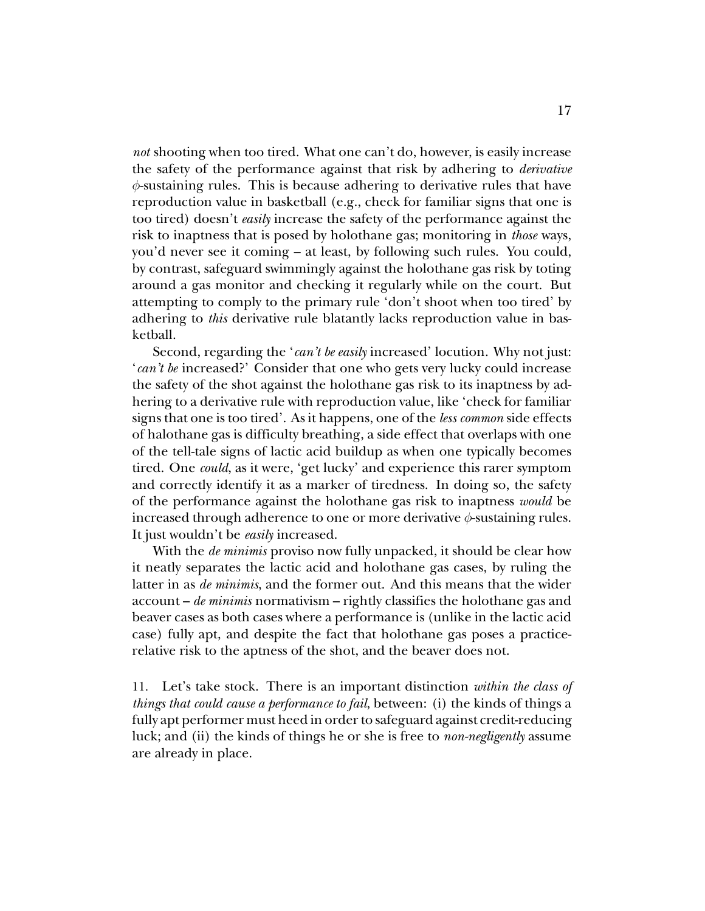*not* shooting when too tired. What one can't do, however, is easily increase the safety of the performance against that risk by adhering to *derivative* $\phi$-sustaining rules. This is because adhering to derivative rules that have reproduction value in basketball (e.g., check for familiar signs that one is too tired) doesn't *easily* increase the safety of the performance against the risk to inaptness that is posed by holothane gas; monitoring in *those* ways, you'd never see it coming – at least, by following such rules. You could, by contrast, safeguard swimmingly against the holothane gas risk by toting around a gas monitor and checking it regularly while on the court. But attempting to comply to the primary rule 'don't shoot when too tired' by adhering to *this* derivative rule blatantly lacks reproduction value in basketball.

Second, regarding the '*can't be easily* increased' locution. Why not just: '*can't be* increased?' Consider that one who gets very lucky could increase the safety of the shot against the holothane gas risk to its inaptness by adhering to a derivative rule with reproduction value, like 'check for familiar signs that one is too tired'. As it happens, one of the *less common* side effects of halothane gas is difficulty breathing, a side effect that overlaps with one of the tell-tale signs of lactic acid buildup as when one typically becomes tired. One *could*, as it were, 'get lucky' and experience this rarer symptom and correctly identify it as a marker of tiredness. In doing so, the safety of the performance against the holothane gas risk to inaptness *would* be increased through adherence to one or more derivative $\phi$-sustaining rules. It just wouldn't be *easily* increased.

With the *de minimis* proviso now fully unpacked, it should be clear how it neatly separates the lactic acid and holothane gas cases, by ruling the latter in as *de minimis*, and the former out. And this means that the wider account – *de minimis* normativism – rightly classifies the holothane gas and beaver cases as both cases where a performance is (unlike in the lactic acid case) fully apt, and despite the fact that holothane gas poses a practice-relative risk to the aptness of the shot, and the beaver does not.

11. Let's take stock. There is an important distinction *within the class of things that could cause a performance to fail*, between: (i) the kinds of things a fully apt performer must heed in order to safeguard against credit-reducing luck; and (ii) the kinds of things he or she is free to *non-negligently* assume are already in place.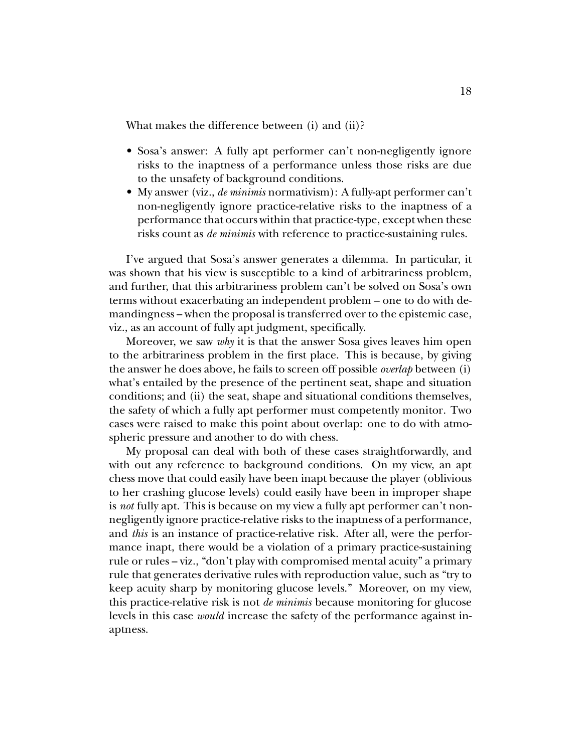What makes the difference between (i) and (ii)?

- Sosa's answer: A fully apt performer can't non-negligently ignore risks to the inaptness of a performance unless those risks are due to the unsafety of background conditions.
- My answer (viz., *de minimis* normativism): A fully-apt performer can't non-negligently ignore practice-relative risks to the inaptness of a performance that occurs within that practice-type, except when these risks count as *de minimis* with reference to practice-sustaining rules.

I've argued that Sosa's answer generates a dilemma. In particular, it was shown that his view is susceptible to a kind of arbitrariness problem, and further, that this arbitrariness problem can't be solved on Sosa's own terms without exacerbating an independent problem – one to do with demandingness – when the proposal is transferred over to the epistemic case, viz., as an account of fully apt judgment, specifically.

Moreover, we saw *why* it is that the answer Sosa gives leaves him open to the arbitrariness problem in the first place. This is because, by giving the answer he does above, he fails to screen off possible *overlap* between (i) what's entailed by the presence of the pertinent seat, shape and situation conditions; and (ii) the seat, shape and situational conditions themselves, the safety of which a fully apt performer must competently monitor. Two cases were raised to make this point about overlap: one to do with atmospheric pressure and another to do with chess.

My proposal can deal with both of these cases straightforwardly, and with out any reference to background conditions. On my view, an apt chess move that could easily have been inapt because the player (oblivious to her crashing glucose levels) could easily have been in improper shape is *not* fully apt. This is because on my view a fully apt performer can't non-negligently ignore practice-relative risks to the inaptness of a performance, and *this* is an instance of practice-relative risk. After all, were the performance inapt, there would be a violation of a primary practice-sustaining rule or rules – viz., "don't play with compromised mental acuity" a primary rule that generates derivative rules with reproduction value, such as "try to keep acuity sharp by monitoring glucose levels." Moreover, on my view, this practice-relative risk is not *de minimis* because monitoring for glucose levels in this case *would* increase the safety of the performance against inaptness.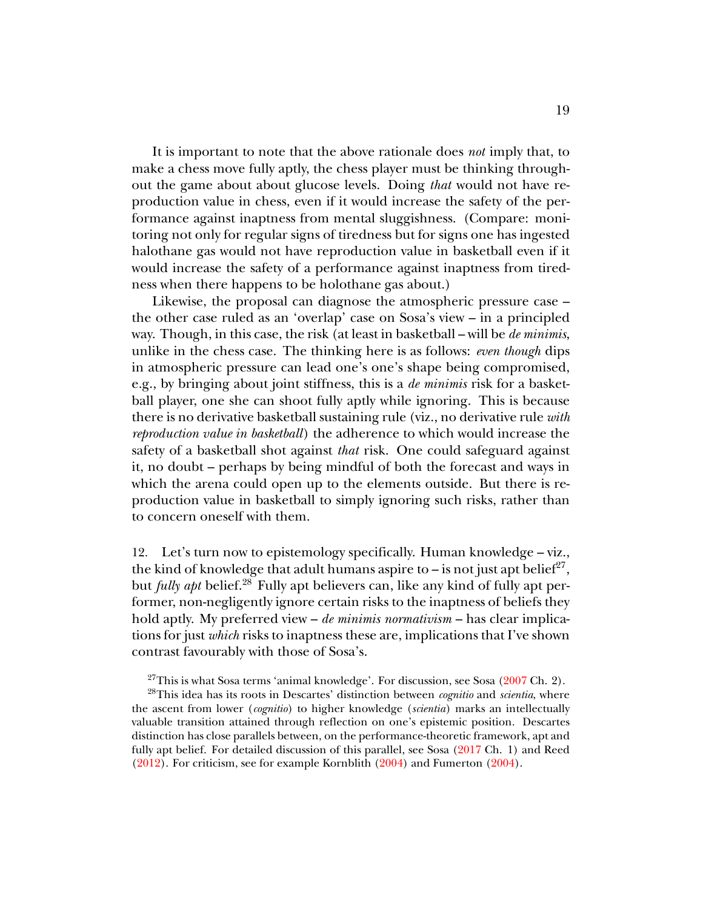It is important to note that the above rationale does *not* imply that, to make a chess move fully aptly, the chess player must be thinking throughout the game about about glucose levels. Doing *that* would not have reproduction value in chess, even if it would increase the safety of the performance against inaptness from mental sluggishness. (Compare: monitoring not only for regular signs of tiredness but for signs one has ingested halothane gas would not have reproduction value in basketball even if it would increase the safety of a performance against inaptness from tiredness when there happens to be holothane gas about.)

Likewise, the proposal can diagnose the atmospheric pressure case – the other case ruled as an 'overlap' case on Sosa's view – in a principled way. Though, in this case, the risk (at least in basketball – will be *de minimis*, unlike in the chess case. The thinking here is as follows: *even though* dips in atmospheric pressure can lead one's one's shape being compromised, e.g., by bringing about joint stiffness, this is a *de minimis* risk for a basketball player, one she can shoot fully aptly while ignoring. This is because there is no derivative basketball sustaining rule (viz., no derivative rule *with reproduction value in basketball*) the adherence to which would increase the safety of a basketball shot against *that* risk. One could safeguard against it, no doubt – perhaps by being mindful of both the forecast and ways in which the arena could open up to the elements outside. But there is reproduction value in basketball to simply ignoring such risks, rather than to concern oneself with them.

12. Let's turn now to epistemology specifically. Human knowledge – viz., the kind of knowledge that adult humans aspire to – is not just apt belief[27], but *fully apt* belief.[28] Fully apt believers can, like any kind of fully apt performer, non-negligently ignore certain risks to the inaptness of beliefs they hold aptly. My preferred view – *de minimis normativism* – has clear implications for just *which* risks to inaptness these are, implications that I've shown contrast favourably with those of Sosa's.

[27] This is what Sosa terms 'animal knowledge'. For discussion, see Sosa (2007 Ch. 2).

[28] This idea has its roots in Descartes' distinction between *cognitio* and *scientia*, where the ascent from lower (*cognitio*) to higher knowledge (*scientia*) marks an intellectually valuable transition attained through reflection on one's epistemic position. Descartes distinction has close parallels between, on the performance-theoretic framework, apt and fully apt belief. For detailed discussion of this parallel, see Sosa (2017 Ch. 1) and Reed (2012). For criticism, see for example Kornblith (2004) and Fumerton (2004).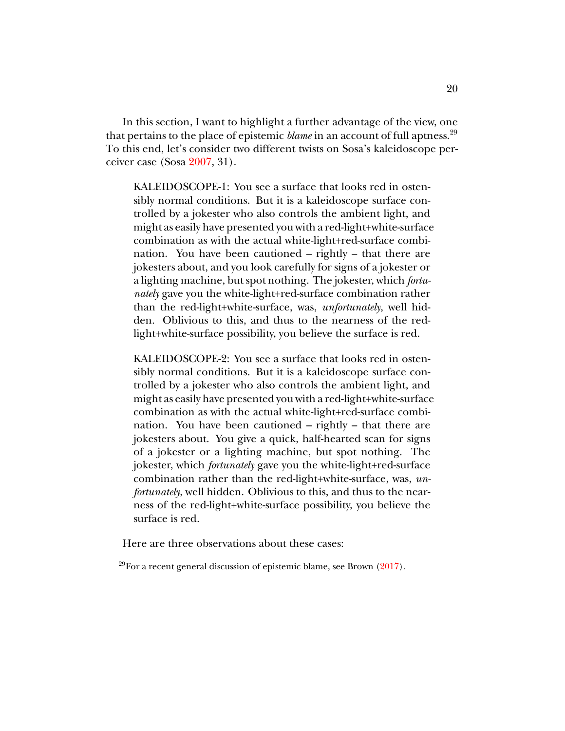In this section, I want to highlight a further advantage of the view, one that pertains to the place of epistemic *blame* in an account of full aptness.[29] To this end, let's consider two different twists on Sosa's kaleidoscope perceiver case (Sosa 2007, 31).

> KALEIDOSCOPE-1: You see a surface that looks red in ostensibly normal conditions. But it is a kaleidoscope surface controlled by a jokester who also controls the ambient light, and might as easily have presented you with a red-light+white-surface combination as with the actual white-light+red-surface combination. You have been cautioned – rightly – that there are jokesters about, and you look carefully for signs of a jokester or a lighting machine, but spot nothing. The jokester, which *fortunately* gave you the white-light+red-surface combination rather than the red-light+white-surface, was, *unfortunately*, well hidden. Oblivious to this, and thus to the nearness of the red-light+white-surface possibility, you believe the surface is red.

> KALEIDOSCOPE-2: You see a surface that looks red in ostensibly normal conditions. But it is a kaleidoscope surface controlled by a jokester who also controls the ambient light, and might as easily have presented you with a red-light+white-surface combination as with the actual white-light+red-surface combination. You have been cautioned – rightly – that there are jokesters about. You give a quick, half-hearted scan for signs of a jokester or a lighting machine, but spot nothing. The jokester, which *fortunately* gave you the white-light+red-surface combination rather than the red-light+white-surface, was, *unfortunately*, well hidden. Oblivious to this, and thus to the nearness of the red-light+white-surface possibility, you believe the surface is red.

Here are three observations about these cases:

[29] For a recent general discussion of epistemic blame, see Brown (2017).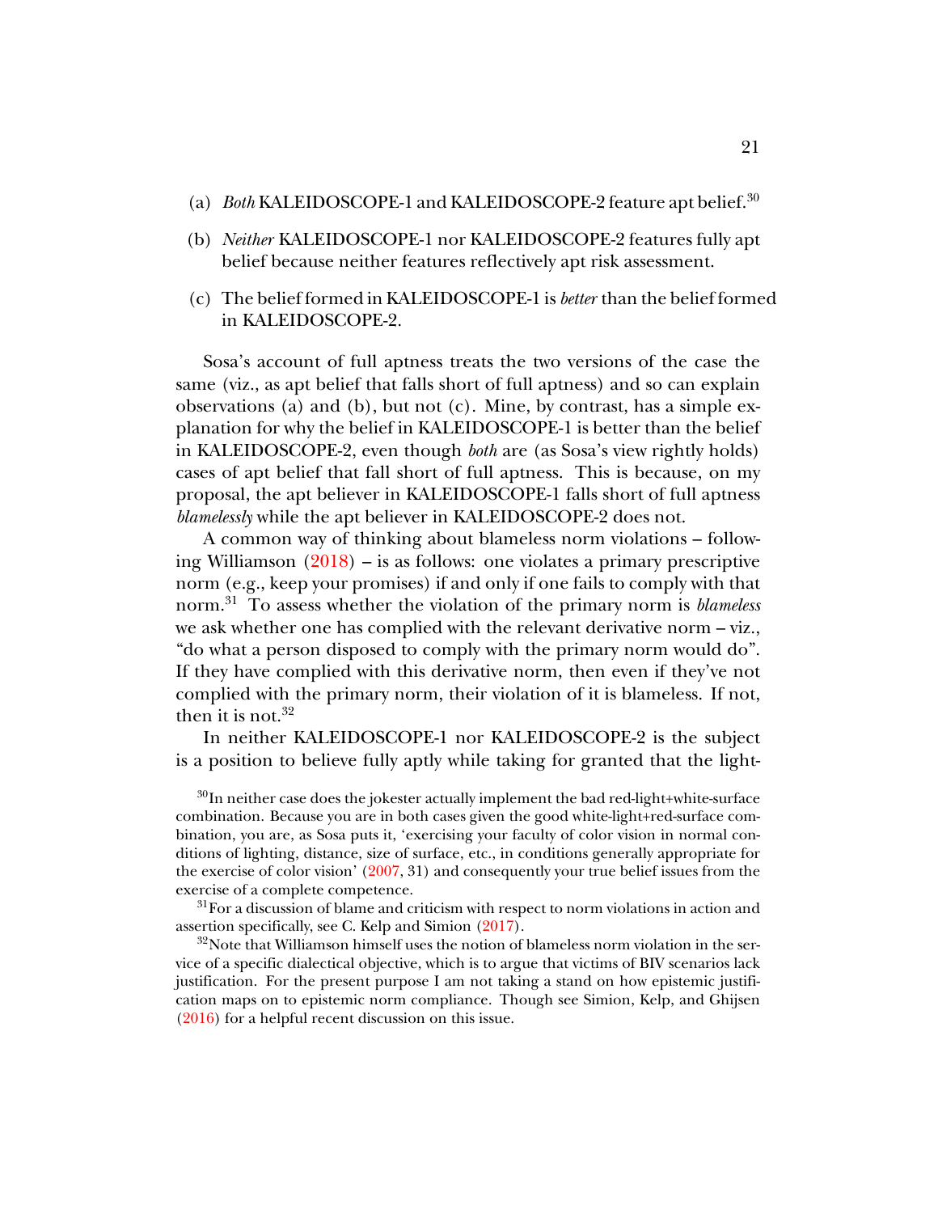(a) *Both* KALEIDOSCOPE-1 and KALEIDOSCOPE-2 feature apt belief.[30]

(b) *Neither* KALEIDOSCOPE-1 nor KALEIDOSCOPE-2 features fully apt belief because neither features reflectively apt risk assessment.

(c) The belief formed in KALEIDOSCOPE-1 is *better* than the belief formed in KALEIDOSCOPE-2.

Sosa's account of full aptness treats the two versions of the case the same (viz., as apt belief that falls short of full aptness) and so can explain observations (a) and (b), but not (c). Mine, by contrast, has a simple explanation for why the belief in KALEIDOSCOPE-1 is better than the belief in KALEIDOSCOPE-2, even though *both* are (as Sosa's view rightly holds) cases of apt belief that fall short of full aptness. This is because, on my proposal, the apt believer in KALEIDOSCOPE-1 falls short of full aptness *blamelessly* while the apt believer in KALEIDOSCOPE-2 does not.

A common way of thinking about blameless norm violations – following Williamson (2018) – is as follows: one violates a primary prescriptive norm (e.g., keep your promises) if and only if one fails to comply with that norm.[31] To assess whether the violation of the primary norm is *blameless* we ask whether one has complied with the relevant derivative norm – viz., "do what a person disposed to comply with the primary norm would do". If they have complied with this derivative norm, then even if they've not complied with the primary norm, their violation of it is blameless. If not, then it is not.[32]

In neither KALEIDOSCOPE-1 nor KALEIDOSCOPE-2 is the subject is a position to believe fully aptly while taking for granted that the light-

[30]In neither case does the jokester actually implement the bad red-light+white-surface combination. Because you are in both cases given the good white-light+red-surface combination, you are, as Sosa puts it, 'exercising your faculty of color vision in normal conditions of lighting, distance, size of surface, etc., in conditions generally appropriate for the exercise of color vision' (2007, 31) and consequently your true belief issues from the exercise of a complete competence.

[31]For a discussion of blame and criticism with respect to norm violations in action and assertion specifically, see C. Kelp and Simion (2017).

[32]Note that Williamson himself uses the notion of blameless norm violation in the service of a specific dialectical objective, which is to argue that victims of BIV scenarios lack justification. For the present purpose I am not taking a stand on how epistemic justification maps on to epistemic norm compliance. Though see Simion, Kelp, and Ghijsen (2016) for a helpful recent discussion on this issue.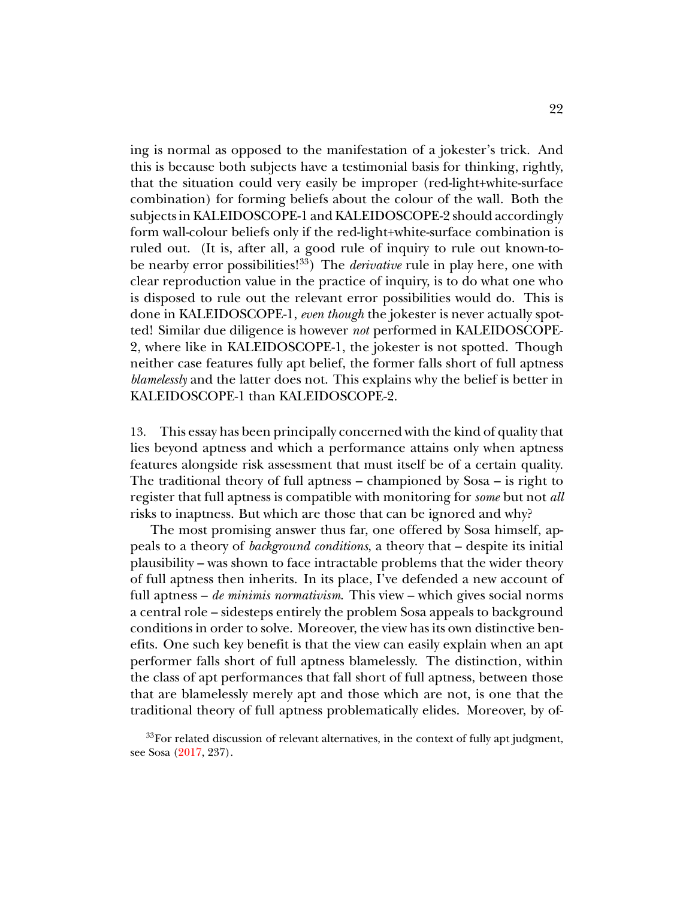ing is normal as opposed to the manifestation of a jokester's trick. And this is because both subjects have a testimonial basis for thinking, rightly, that the situation could very easily be improper (red-light+white-surface combination) for forming beliefs about the colour of the wall. Both the subjects in KALEIDOSCOPE-1 and KALEIDOSCOPE-2 should accordingly form wall-colour beliefs only if the red-light+white-surface combination is ruled out. (It is, after all, a good rule of inquiry to rule out known-to-be nearby error possibilities![33]) The *derivative* rule in play here, one with clear reproduction value in the practice of inquiry, is to do what one who is disposed to rule out the relevant error possibilities would do. This is done in KALEIDOSCOPE-1, *even though* the jokester is never actually spotted! Similar due diligence is however *not* performed in KALEIDOSCOPE-2, where like in KALEIDOSCOPE-1, the jokester is not spotted. Though neither case features fully apt belief, the former falls short of full aptness *blamelessly* and the latter does not. This explains why the belief is better in KALEIDOSCOPE-1 than KALEIDOSCOPE-2.

13. This essay has been principally concerned with the kind of quality that lies beyond aptness and which a performance attains only when aptness features alongside risk assessment that must itself be of a certain quality. The traditional theory of full aptness – championed by Sosa – is right to register that full aptness is compatible with monitoring for *some* but not *all* risks to inaptness. But which are those that can be ignored and why?

The most promising answer thus far, one offered by Sosa himself, appeals to a theory of *background conditions*, a theory that – despite its initial plausibility – was shown to face intractable problems that the wider theory of full aptness then inherits. In its place, I've defended a new account of full aptness – *de minimis normativism*. This view – which gives social norms a central role – sidesteps entirely the problem Sosa appeals to background conditions in order to solve. Moreover, the view has its own distinctive benefits. One such key benefit is that the view can easily explain when an apt performer falls short of full aptness blamelessly. The distinction, within the class of apt performances that fall short of full aptness, between those that are blamelessly merely apt and those which are not, is one that the traditional theory of full aptness problematically elides. Moreover, by of-

[33]For related discussion of relevant alternatives, in the context of fully apt judgment, see Sosa (2017, 237).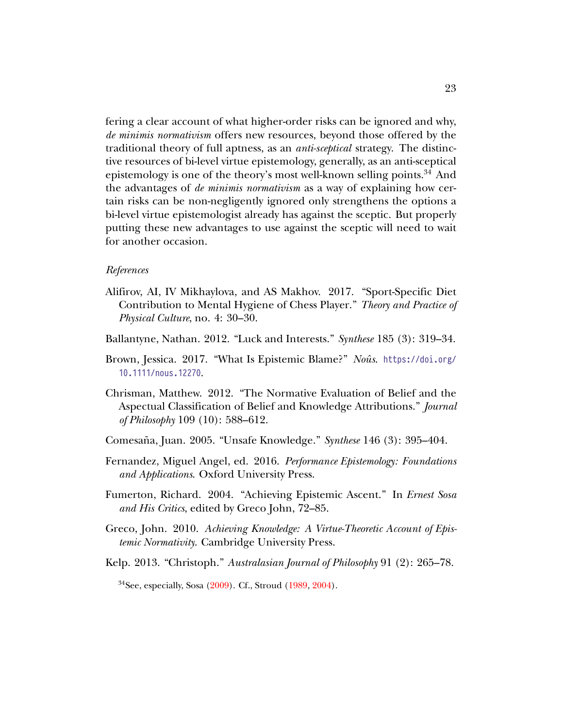fering a clear account of what higher-order risks can be ignored and why, *de minimis normativism* offers new resources, beyond those offered by the traditional theory of full aptness, as an *anti-sceptical* strategy. The distinctive resources of bi-level virtue epistemology, generally, as an anti-sceptical epistemology is one of the theory's most well-known selling points.[34] And the advantages of *de minimis normativism* as a way of explaining how certain risks can be non-negligently ignored only strengthens the options a bi-level virtue epistemologist already has against the sceptic. But properly putting these new advantages to use against the sceptic will need to wait for another occasion.

*References*

Alifirov, AI, IV Mikhaylova, and AS Makhov. 2017. "Sport-Specific Diet Contribution to Mental Hygiene of Chess Player." *Theory and Practice of Physical Culture*, no. 4: 30–30.

Ballantyne, Nathan. 2012. "Luck and Interests." *Synthese* 185 (3): 319–34.

Brown, Jessica. 2017. "What Is Epistemic Blame?" *Noûs*. https://doi.org/10.1111/nous.12270.

Chrisman, Matthew. 2012. "The Normative Evaluation of Belief and the Aspectual Classification of Belief and Knowledge Attributions." *Journal of Philosophy* 109 (10): 588–612.

Comesaña, Juan. 2005. "Unsafe Knowledge." *Synthese* 146 (3): 395–404.

Fernandez, Miguel Angel, ed. 2016. *Performance Epistemology: Foundations and Applications*. Oxford University Press.

Fumerton, Richard. 2004. "Achieving Epistemic Ascent." In *Ernest Sosa and His Critics*, edited by Greco John, 72–85.

Greco, John. 2010. *Achieving Knowledge: A Virtue-Theoretic Account of Epistemic Normativity*. Cambridge University Press.

Kelp. 2013. "Christoph." *Australasian Journal of Philosophy* 91 (2): 265–78.

[34] See, especially, Sosa (2009). Cf., Stroud (1989, 2004).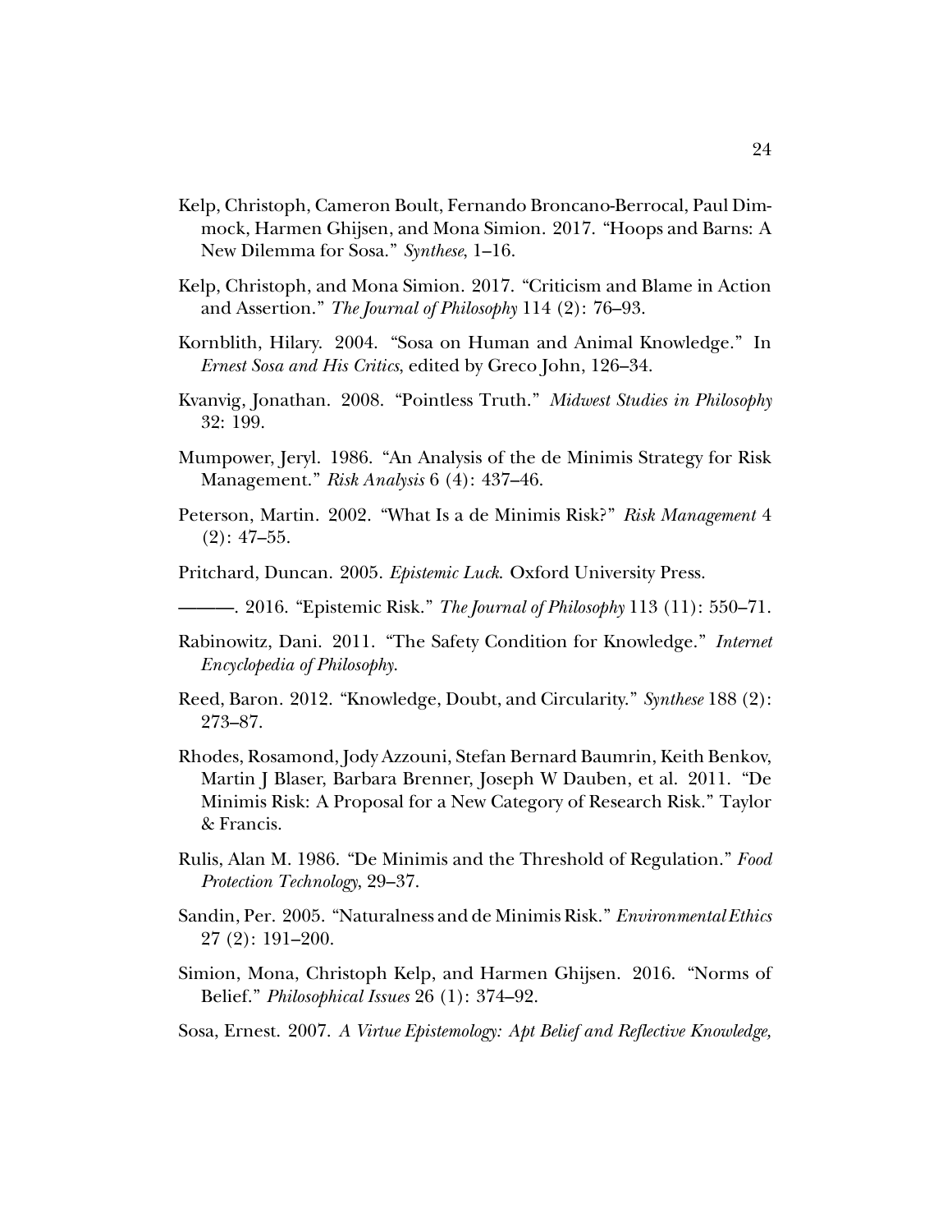Kelp, Christoph, Cameron Boult, Fernando Broncano-Berrocal, Paul Dimmock, Harmen Ghijsen, and Mona Simion. 2017. "Hoops and Barns: A New Dilemma for Sosa." *Synthese*, 1–16.

Kelp, Christoph, and Mona Simion. 2017. "Criticism and Blame in Action and Assertion." *The Journal of Philosophy* 114 (2): 76–93.

Kornblith, Hilary. 2004. "Sosa on Human and Animal Knowledge." In *Ernest Sosa and His Critics*, edited by Greco John, 126–34.

Kvanvig, Jonathan. 2008. "Pointless Truth." *Midwest Studies in Philosophy* 32: 199.

Mumpower, Jeryl. 1986. "An Analysis of the de Minimis Strategy for Risk Management." *Risk Analysis* 6 (4): 437–46.

Peterson, Martin. 2002. "What Is a de Minimis Risk?" *Risk Management* 4 (2): 47–55.

Pritchard, Duncan. 2005. *Epistemic Luck*. Oxford University Press.

———. 2016. "Epistemic Risk." *The Journal of Philosophy* 113 (11): 550–71.

Rabinowitz, Dani. 2011. "The Safety Condition for Knowledge." *Internet Encyclopedia of Philosophy*.

Reed, Baron. 2012. "Knowledge, Doubt, and Circularity." *Synthese* 188 (2): 273–87.

Rhodes, Rosamond, Jody Azzouni, Stefan Bernard Baumrin, Keith Benkov, Martin J Blaser, Barbara Brenner, Joseph W Dauben, et al. 2011. "De Minimis Risk: A Proposal for a New Category of Research Risk." Taylor & Francis.

Rulis, Alan M. 1986. "De Minimis and the Threshold of Regulation." *Food Protection Technology*, 29–37.

Sandin, Per. 2005. "Naturalness and de Minimis Risk." *Environmental Ethics* 27 (2): 191–200.

Simion, Mona, Christoph Kelp, and Harmen Ghijsen. 2016. "Norms of Belief." *Philosophical Issues* 26 (1): 374–92.

Sosa, Ernest. 2007. *A Virtue Epistemology: Apt Belief and Reflective Knowledge,*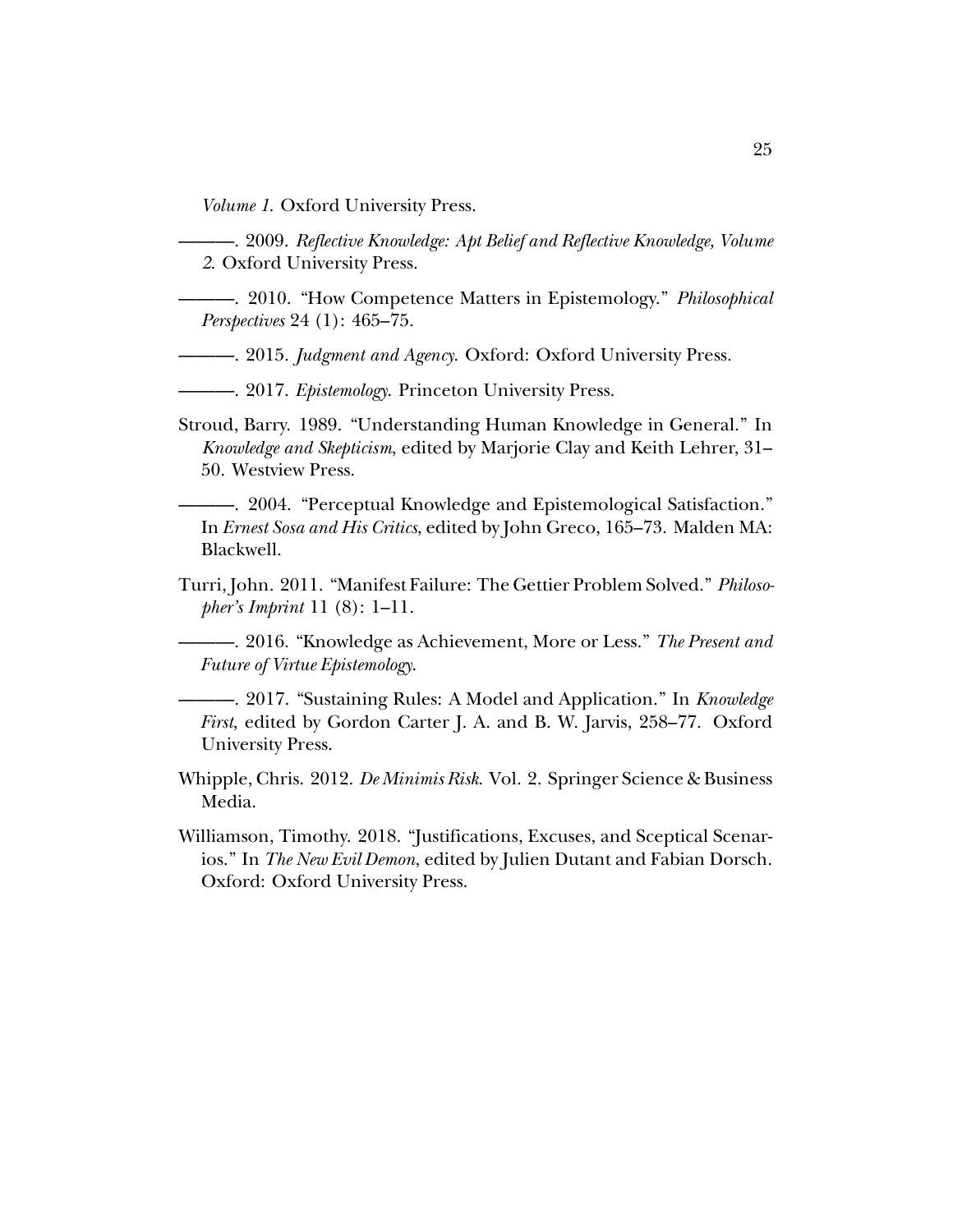*Volume 1.* Oxford University Press.

———. 2009. *Reflective Knowledge: Apt Belief and Reflective Knowledge, Volume 2.* Oxford University Press.

———. 2010. "How Competence Matters in Epistemology." *Philosophical Perspectives* 24 (1): 465–75.

———. 2015. *Judgment and Agency.* Oxford: Oxford University Press.

———. 2017. *Epistemology.* Princeton University Press.

Stroud, Barry. 1989. "Understanding Human Knowledge in General." In *Knowledge and Skepticism*, edited by Marjorie Clay and Keith Lehrer, 31–50. Westview Press.

———. 2004. "Perceptual Knowledge and Epistemological Satisfaction." In *Ernest Sosa and His Critics*, edited by John Greco, 165–73. Malden MA: Blackwell.

Turri, John. 2011. "Manifest Failure: The Gettier Problem Solved." *Philosopher's Imprint* 11 (8): 1–11.

———. 2016. "Knowledge as Achievement, More or Less." *The Present and Future of Virtue Epistemology.*

———. 2017. "Sustaining Rules: A Model and Application." In *Knowledge First*, edited by Gordon Carter J. A. and B. W. Jarvis, 258–77. Oxford University Press.

Whipple, Chris. 2012. *De Minimis Risk.* Vol. 2. Springer Science & Business Media.

Williamson, Timothy. 2018. "Justifications, Excuses, and Sceptical Scenarios." In *The New Evil Demon*, edited by Julien Dutant and Fabian Dorsch. Oxford: Oxford University Press.